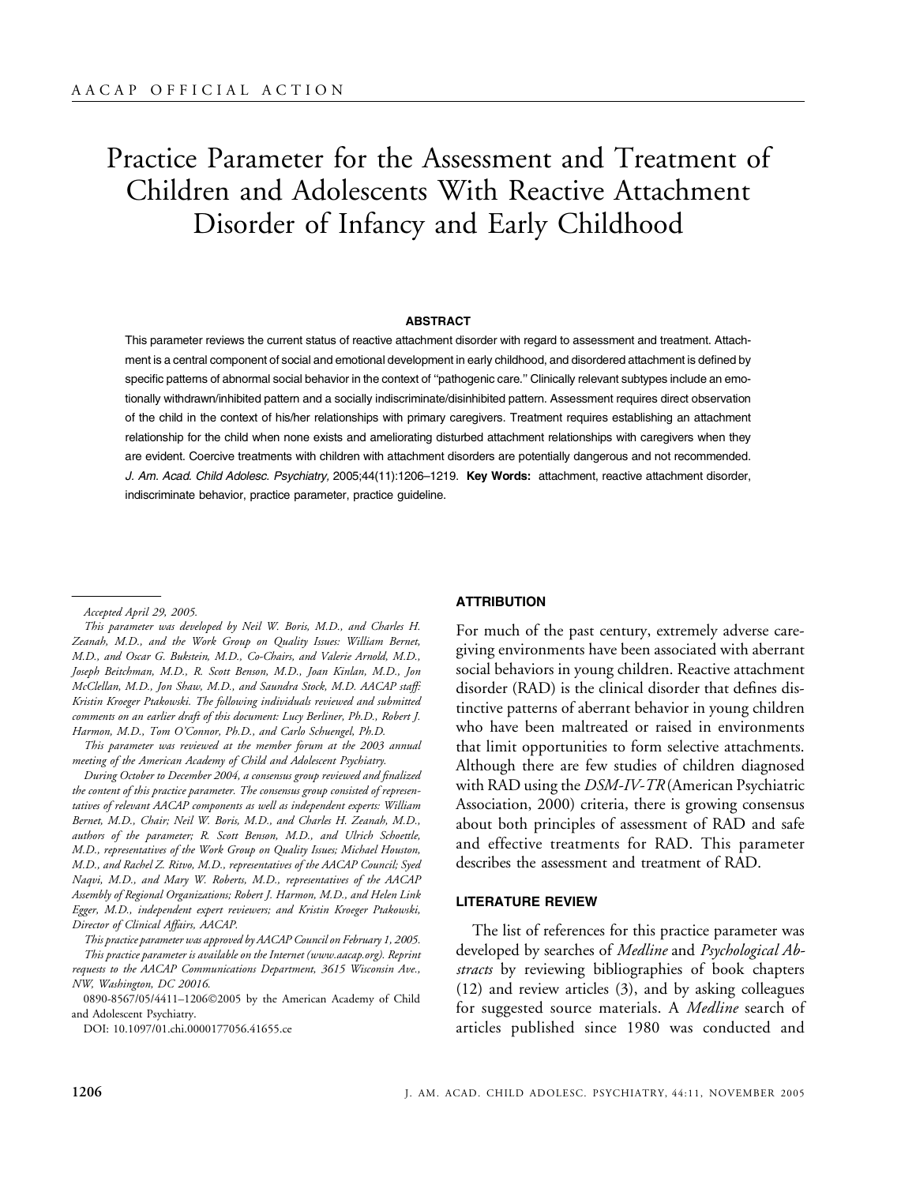AACAP OFFICIAL ACTION

# Practice Parameter for the Assessment and Treatment of Children and Adolescents With Reactive Attachment Disorder of Infancy and Early Childhood

### ABSTRACT

This parameter reviews the current status of reactive attachment disorder with regard to assessment and treatment. Attachment is a central component of social and emotional development in early childhood, and disordered attachment is defined by specific patterns of abnormal social behavior in the context of "pathogenic care." Clinically relevant subtypes include an emotionally withdrawn/inhibited pattern and a socially indiscriminate/disinhibited pattern. Assessment requires direct observation of the child in the context of his/her relationships with primary caregivers. Treatment requires establishing an attachment relationship for the child when none exists and ameliorating disturbed attachment relationships with caregivers when they are evident. Coercive treatments with children with attachment disorders are potentially dangerous and not recommended. *J. Am. Acad. Child Adolesc. Psychiatry,* 2005;44(11):1206–1219. **Key Words:** attachment, reactive attachment disorder, indiscriminate behavior, practice parameter, practice guideline.

*Accepted April 29, 2005.*

*This parameter was developed by Neil W. Boris, M.D., and Charles H. Zeanah, M.D., and the Work Group on Quality Issues: William Bernet, M.D., and Oscar G. Bukstein, M.D., Co-Chairs, and Valerie Arnold, M.D., Joseph Beitchman, M.D., R. Scott Benson, M.D., Joan Kinlan, M.D., Jon McClellan, M.D., Jon Shaw, M.D., and Saundra Stock, M.D. AACAP staff: Kristin Kroeger Ptakowski. The following individuals reviewed and submitted comments on an earlier draft of this document: Lucy Berliner, Ph.D., Robert J. Harmon, M.D., Tom O'Connor, Ph.D., and Carlo Schuengel, Ph.D.*

*This parameter was reviewed at the member forum at the 2003 annual meeting of the American Academy of Child and Adolescent Psychiatry.*

*During October to December 2004, a consensus group reviewed and finalized the content of this practice parameter. The consensus group consisted of representatives of relevant AACAP components as well as independent experts: William Bernet, M.D., Chair; Neil W. Boris, M.D., and Charles H. Zeanah, M.D., authors of the parameter; R. Scott Benson, M.D., and Ulrich Schoettle, M.D., representatives of the Work Group on Quality Issues; Michael Houston, M.D., and Rachel Z. Ritvo, M.D., representatives of the AACAP Council; Syed Naqvi, M.D., and Mary W. Roberts, M.D., representatives of the AACAP Assembly of Regional Organizations; Robert J. Harmon, M.D., and Helen Link Egger, M.D., independent expert reviewers; and Kristin Kroeger Ptakowski, Director of Clinical Affairs, AACAP.*

*This practice parameter was approved by AACAP Council on February 1, 2005.*

*This practice parameter is available on the Internet (www.aacap.org). Reprint requests to the AACAP Communications Department, 3615 Wisconsin Ave., NW, Washington, DC 20016.*

0890-8567/05/4411–1206©2005 by the American Academy of Child and Adolescent Psychiatry.

DOI: 10.1097/01.chi.0000177056.41655.ce

### ATTRIBUTION

For much of the past century, extremely adverse caregiving environments have been associated with aberrant social behaviors in young children. Reactive attachment disorder (RAD) is the clinical disorder that defines distinctive patterns of aberrant behavior in young children who have been maltreated or raised in environments that limit opportunities to form selective attachments. Although there are few studies of children diagnosed with RAD using the *DSM-IV-TR* (American Psychiatric Association, 2000) criteria, there is growing consensus about both principles of assessment of RAD and safe and effective treatments for RAD. This parameter describes the assessment and treatment of RAD.

### LITERATURE REVIEW

The list of references for this practice parameter was developed by searches of *Medline* and *Psychological Abstracts* by reviewing bibliographies of book chapters (12) and review articles (3), and by asking colleagues for suggested source materials. A *Medline* search of articles published since 1980 was conducted and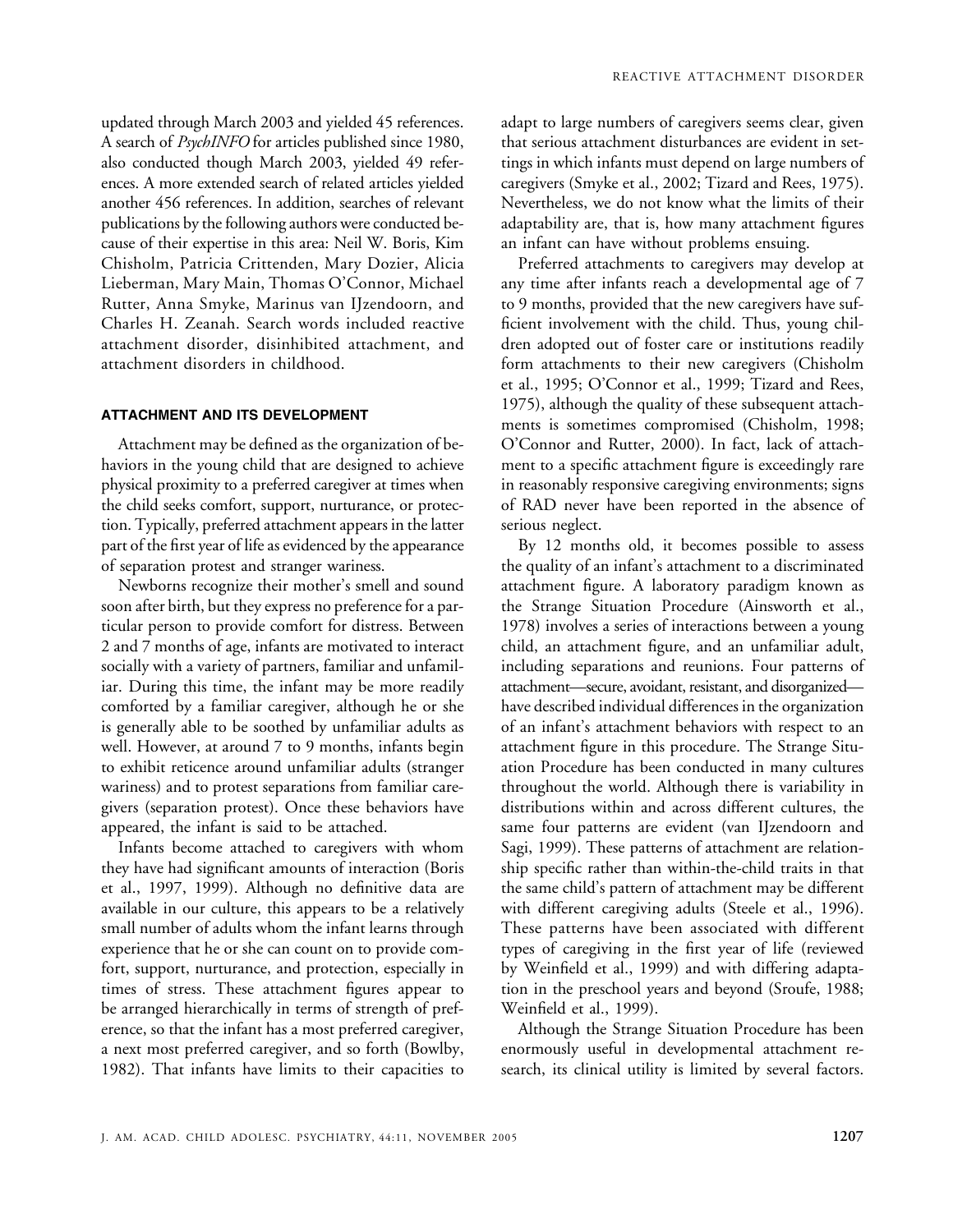updated through March 2003 and yielded 45 references. A search of *PsychINFO* for articles published since 1980, also conducted though March 2003, yielded 49 references. A more extended search of related articles yielded another 456 references. In addition, searches of relevant publications by the following authors were conducted because of their expertise in this area: Neil W. Boris, Kim Chisholm, Patricia Crittenden, Mary Dozier, Alicia Lieberman, Mary Main, Thomas O'Connor, Michael Rutter, Anna Smyke, Marinus van IJzendoorn, and Charles H. Zeanah. Search words included reactive attachment disorder, disinhibited attachment, and attachment disorders in childhood.

## ATTACHMENT AND ITS DEVELOPMENT

Attachment may be defined as the organization of behaviors in the young child that are designed to achieve physical proximity to a preferred caregiver at times when the child seeks comfort, support, nurturance, or protection. Typically, preferred attachment appears in the latter part of the first year of life as evidenced by the appearance of separation protest and stranger wariness.

Newborns recognize their mother's smell and sound soon after birth, but they express no preference for a particular person to provide comfort for distress. Between 2 and 7 months of age, infants are motivated to interact socially with a variety of partners, familiar and unfamiliar. During this time, the infant may be more readily comforted by a familiar caregiver, although he or she is generally able to be soothed by unfamiliar adults as well. However, at around 7 to 9 months, infants begin to exhibit reticence around unfamiliar adults (stranger wariness) and to protest separations from familiar caregivers (separation protest). Once these behaviors have appeared, the infant is said to be attached.

Infants become attached to caregivers with whom they have had significant amounts of interaction (Boris et al., 1997, 1999). Although no definitive data are available in our culture, this appears to be a relatively small number of adults whom the infant learns through experience that he or she can count on to provide comfort, support, nurturance, and protection, especially in times of stress. These attachment figures appear to be arranged hierarchically in terms of strength of preference, so that the infant has a most preferred caregiver, a next most preferred caregiver, and so forth (Bowlby, 1982). That infants have limits to their capacities to adapt to large numbers of caregivers seems clear, given that serious attachment disturbances are evident in settings in which infants must depend on large numbers of caregivers (Smyke et al., 2002; Tizard and Rees, 1975). Nevertheless, we do not know what the limits of their adaptability are, that is, how many attachment figures an infant can have without problems ensuing.

Preferred attachments to caregivers may develop at any time after infants reach a developmental age of 7 to 9 months, provided that the new caregivers have sufficient involvement with the child. Thus, young children adopted out of foster care or institutions readily form attachments to their new caregivers (Chisholm et al., 1995; O'Connor et al., 1999; Tizard and Rees, 1975), although the quality of these subsequent attachments is sometimes compromised (Chisholm, 1998; O'Connor and Rutter, 2000). In fact, lack of attachment to a specific attachment figure is exceedingly rare in reasonably responsive caregiving environments; signs of RAD never have been reported in the absence of serious neglect.

By 12 months old, it becomes possible to assess the quality of an infant's attachment to a discriminated attachment figure. A laboratory paradigm known as the Strange Situation Procedure (Ainsworth et al., 1978) involves a series of interactions between a young child, an attachment figure, and an unfamiliar adult, including separations and reunions. Four patterns of attachment—secure, avoidant, resistant, and disorganized—have described individual differences in the organization of an infant's attachment behaviors with respect to an attachment figure in this procedure. The Strange Situation Procedure has been conducted in many cultures throughout the world. Although there is variability in distributions within and across different cultures, the same four patterns are evident (van IJzendoorn and Sagi, 1999). These patterns of attachment are relationship specific rather than within-the-child traits in that the same child's pattern of attachment may be different with different caregiving adults (Steele et al., 1996). These patterns have been associated with different types of caregiving in the first year of life (reviewed by Weinfield et al., 1999) and with differing adaptation in the preschool years and beyond (Sroufe, 1988; Weinfield et al., 1999).

Although the Strange Situation Procedure has been enormously useful in developmental attachment research, its clinical utility is limited by several factors.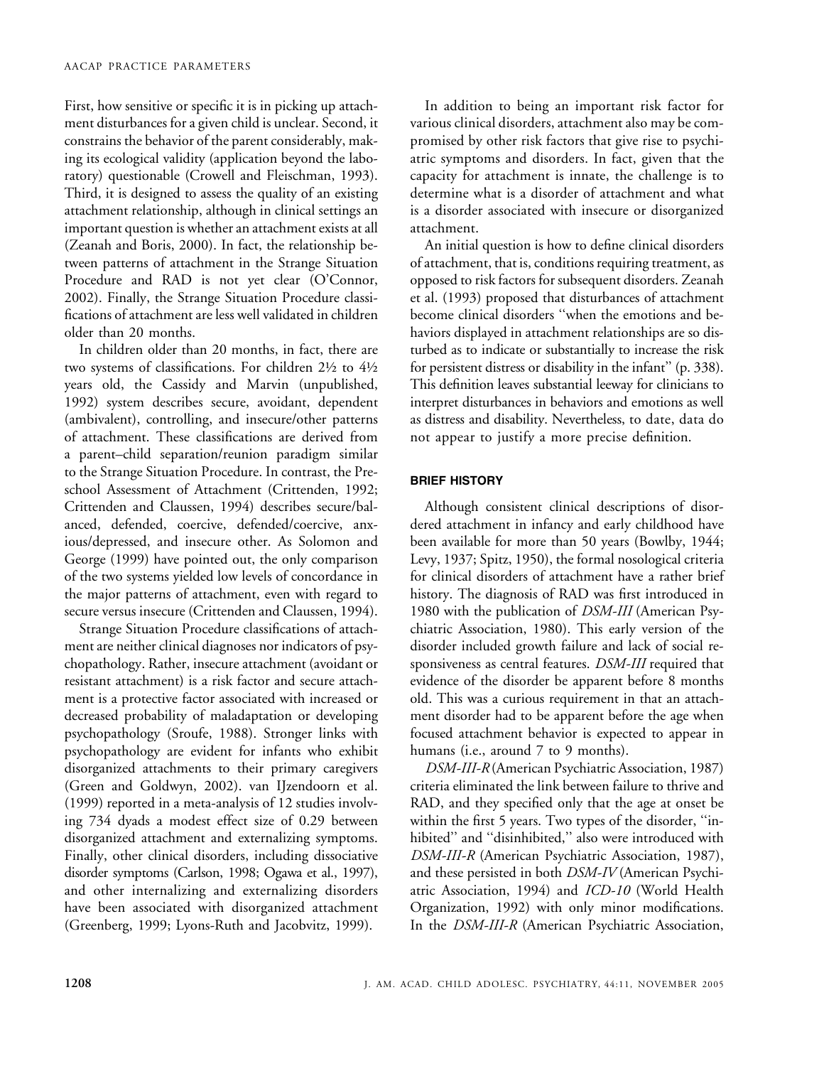First, how sensitive or specific it is in picking up attachment disturbances for a given child is unclear. Second, it constrains the behavior of the parent considerably, making its ecological validity (application beyond the laboratory) questionable (Crowell and Fleischman, 1993). Third, it is designed to assess the quality of an existing attachment relationship, although in clinical settings an important question is whether an attachment exists at all (Zeanah and Boris, 2000). In fact, the relationship between patterns of attachment in the Strange Situation Procedure and RAD is not yet clear (O'Connor, 2002). Finally, the Strange Situation Procedure classifications of attachment are less well validated in children older than 20 months.

In children older than 20 months, in fact, there are two systems of classifications. For children 2½ to 4½ years old, the Cassidy and Marvin (unpublished, 1992) system describes secure, avoidant, dependent (ambivalent), controlling, and insecure/other patterns of attachment. These classifications are derived from a parent–child separation/reunion paradigm similar to the Strange Situation Procedure. In contrast, the Preschool Assessment of Attachment (Crittenden, 1992; Crittenden and Claussen, 1994) describes secure/balanced, defended, coercive, defended/coercive, anxious/depressed, and insecure other. As Solomon and George (1999) have pointed out, the only comparison of the two systems yielded low levels of concordance in the major patterns of attachment, even with regard to secure versus insecure (Crittenden and Claussen, 1994).

Strange Situation Procedure classifications of attachment are neither clinical diagnoses nor indicators of psychopathology. Rather, insecure attachment (avoidant or resistant attachment) is a risk factor and secure attachment is a protective factor associated with increased or decreased probability of maladaptation or developing psychopathology (Sroufe, 1988). Stronger links with psychopathology are evident for infants who exhibit disorganized attachments to their primary caregivers (Green and Goldwyn, 2002). van IJzendoorn et al. (1999) reported in a meta-analysis of 12 studies involving 734 dyads a modest effect size of 0.29 between disorganized attachment and externalizing symptoms. Finally, other clinical disorders, including dissociative disorder symptoms (Carlson, 1998; Ogawa et al., 1997), and other internalizing and externalizing disorders have been associated with disorganized attachment (Greenberg, 1999; Lyons-Ruth and Jacobvitz, 1999).

In addition to being an important risk factor for various clinical disorders, attachment also may be compromised by other risk factors that give rise to psychiatric symptoms and disorders. In fact, given that the capacity for attachment is innate, the challenge is to determine what is a disorder of attachment and what is a disorder associated with insecure or disorganized attachment.

An initial question is how to define clinical disorders of attachment, that is, conditions requiring treatment, as opposed to risk factors for subsequent disorders. Zeanah et al. (1993) proposed that disturbances of attachment become clinical disorders "when the emotions and behaviors displayed in attachment relationships are so disturbed as to indicate or substantially to increase the risk for persistent distress or disability in the infant" (p. 338). This definition leaves substantial leeway for clinicians to interpret disturbances in behaviors and emotions as well as distress and disability. Nevertheless, to date, data do not appear to justify a more precise definition.

## BRIEF HISTORY

Although consistent clinical descriptions of disordered attachment in infancy and early childhood have been available for more than 50 years (Bowlby, 1944; Levy, 1937; Spitz, 1950), the formal nosological criteria for clinical disorders of attachment have a rather brief history. The diagnosis of RAD was first introduced in 1980 with the publication of *DSM-III* (American Psychiatric Association, 1980). This early version of the disorder included growth failure and lack of social responsiveness as central features. *DSM-III* required that evidence of the disorder be apparent before 8 months old. This was a curious requirement in that an attachment disorder had to be apparent before the age when focused attachment behavior is expected to appear in humans (i.e., around 7 to 9 months).

*DSM-III-R* (American Psychiatric Association, 1987) criteria eliminated the link between failure to thrive and RAD, and they specified only that the age at onset be within the first 5 years. Two types of the disorder, "inhibited" and "disinhibited," also were introduced with *DSM-III-R* (American Psychiatric Association, 1987), and these persisted in both *DSM-IV* (American Psychiatric Association, 1994) and *ICD-10* (World Health Organization, 1992) with only minor modifications. In the *DSM-III-R* (American Psychiatric Association,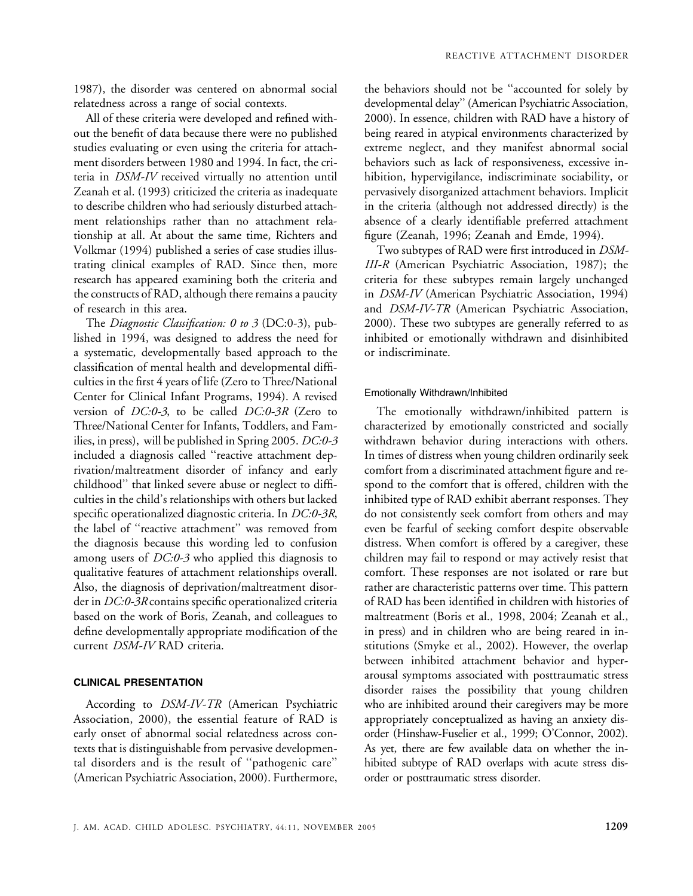1987), the disorder was centered on abnormal social relatedness across a range of social contexts.

All of these criteria were developed and refined without the benefit of data because there were no published studies evaluating or even using the criteria for attachment disorders between 1980 and 1994. In fact, the criteria in *DSM-IV* received virtually no attention until Zeanah et al. (1993) criticized the criteria as inadequate to describe children who had seriously disturbed attachment relationships rather than no attachment relationship at all. At about the same time, Richters and Volkmar (1994) published a series of case studies illustrating clinical examples of RAD. Since then, more research has appeared examining both the criteria and the constructs of RAD, although there remains a paucity of research in this area.

The *Diagnostic Classification: 0 to 3* (DC:0-3), published in 1994, was designed to address the need for a systematic, developmentally based approach to the classification of mental health and developmental difficulties in the first 4 years of life (Zero to Three/National Center for Clinical Infant Programs, 1994). A revised version of *DC:0-3*, to be called *DC:0-3R* (Zero to Three/National Center for Infants, Toddlers, and Families, in press), will be published in Spring 2005. *DC:0-3* included a diagnosis called ''reactive attachment deprivation/maltreatment disorder of infancy and early childhood'' that linked severe abuse or neglect to difficulties in the child's relationships with others but lacked specific operationalized diagnostic criteria. In *DC:0-3R*, the label of ''reactive attachment'' was removed from the diagnosis because this wording led to confusion among users of *DC:0-3* who applied this diagnosis to qualitative features of attachment relationships overall. Also, the diagnosis of deprivation/maltreatment disorder in *DC:0-3R* contains specific operationalized criteria based on the work of Boris, Zeanah, and colleagues to define developmentally appropriate modification of the current *DSM-IV* RAD criteria.

## CLINICAL PRESENTATION

According to *DSM-IV-TR* (American Psychiatric Association, 2000), the essential feature of RAD is early onset of abnormal social relatedness across contexts that is distinguishable from pervasive developmental disorders and is the result of ''pathogenic care'' (American Psychiatric Association, 2000). Furthermore, the behaviors should not be ''accounted for solely by developmental delay'' (American Psychiatric Association, 2000). In essence, children with RAD have a history of being reared in atypical environments characterized by extreme neglect, and they manifest abnormal social behaviors such as lack of responsiveness, excessive inhibition, hypervigilance, indiscriminate sociability, or pervasively disorganized attachment behaviors. Implicit in the criteria (although not addressed directly) is the absence of a clearly identifiable preferred attachment figure (Zeanah, 1996; Zeanah and Emde, 1994).

Two subtypes of RAD were first introduced in *DSM-III-R* (American Psychiatric Association, 1987); the criteria for these subtypes remain largely unchanged in *DSM-IV* (American Psychiatric Association, 1994) and *DSM-IV-TR* (American Psychiatric Association, 2000). These two subtypes are generally referred to as inhibited or emotionally withdrawn and disinhibited or indiscriminate.

### Emotionally Withdrawn/Inhibited

The emotionally withdrawn/inhibited pattern is characterized by emotionally constricted and socially withdrawn behavior during interactions with others. In times of distress when young children ordinarily seek comfort from a discriminated attachment figure and respond to the comfort that is offered, children with the inhibited type of RAD exhibit aberrant responses. They do not consistently seek comfort from others and may even be fearful of seeking comfort despite observable distress. When comfort is offered by a caregiver, these children may fail to respond or may actively resist that comfort. These responses are not isolated or rare but rather are characteristic patterns over time. This pattern of RAD has been identified in children with histories of maltreatment (Boris et al., 1998, 2004; Zeanah et al., in press) and in children who are being reared in institutions (Smyke et al., 2002). However, the overlap between inhibited attachment behavior and hyperarousal symptoms associated with posttraumatic stress disorder raises the possibility that young children who are inhibited around their caregivers may be more appropriately conceptualized as having an anxiety disorder (Hinshaw-Fuselier et al., 1999; O'Connor, 2002). As yet, there are few available data on whether the inhibited subtype of RAD overlaps with acute stress disorder or posttraumatic stress disorder.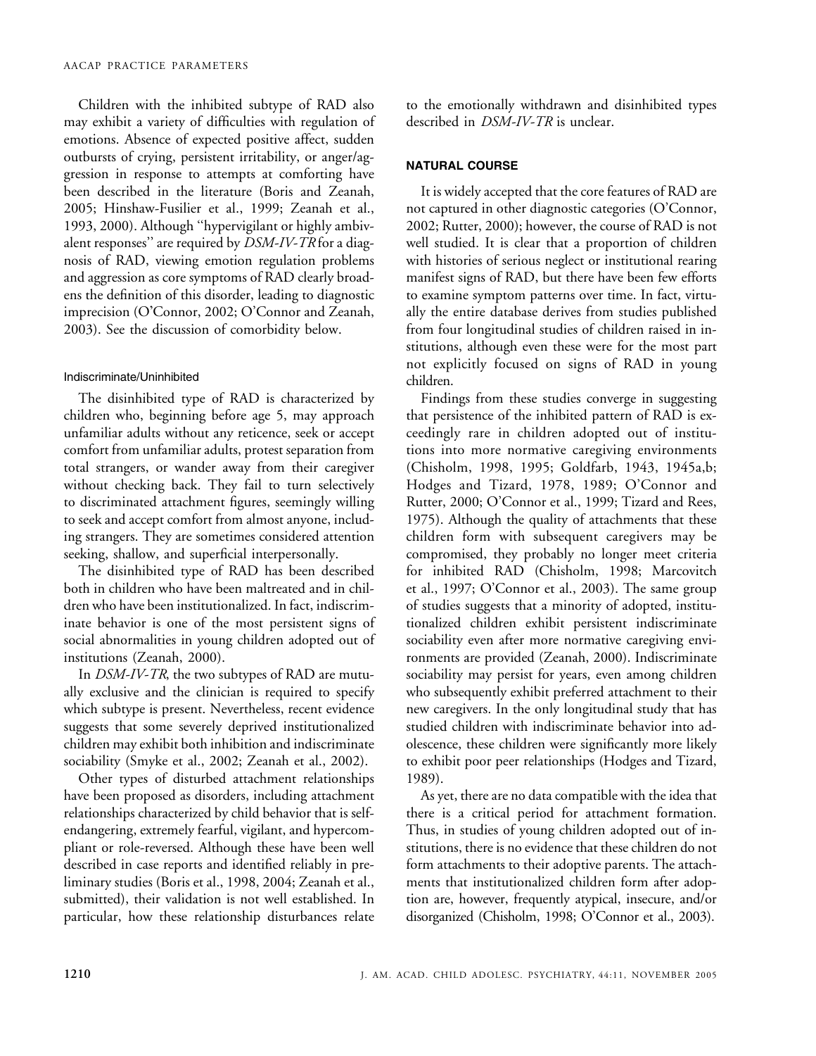Children with the inhibited subtype of RAD also may exhibit a variety of difficulties with regulation of emotions. Absence of expected positive affect, sudden outbursts of crying, persistent irritability, or anger/aggression in response to attempts at comforting have been described in the literature (Boris and Zeanah, 2005; Hinshaw-Fusilier et al., 1999; Zeanah et al., 1993, 2000). Although "hypervigilant or highly ambivalent responses" are required by *DSM-IV-TR* for a diagnosis of RAD, viewing emotion regulation problems and aggression as core symptoms of RAD clearly broadens the definition of this disorder, leading to diagnostic imprecision (O'Connor, 2002; O'Connor and Zeanah, 2003). See the discussion of comorbidity below.

#### Indiscriminate/Uninhibited

The disinhibited type of RAD is characterized by children who, beginning before age 5, may approach unfamiliar adults without any reticence, seek or accept comfort from unfamiliar adults, protest separation from total strangers, or wander away from their caregiver without checking back. They fail to turn selectively to discriminated attachment figures, seemingly willing to seek and accept comfort from almost anyone, including strangers. They are sometimes considered attention seeking, shallow, and superficial interpersonally.

The disinhibited type of RAD has been described both in children who have been maltreated and in children who have been institutionalized. In fact, indiscriminate behavior is one of the most persistent signs of social abnormalities in young children adopted out of institutions (Zeanah, 2000).

In *DSM-IV-TR*, the two subtypes of RAD are mutually exclusive and the clinician is required to specify which subtype is present. Nevertheless, recent evidence suggests that some severely deprived institutionalized children may exhibit both inhibition and indiscriminate sociability (Smyke et al., 2002; Zeanah et al., 2002).

Other types of disturbed attachment relationships have been proposed as disorders, including attachment relationships characterized by child behavior that is self-endangering, extremely fearful, vigilant, and hypercompliant or role-reversed. Although these have been well described in case reports and identified reliably in preliminary studies (Boris et al., 1998, 2004; Zeanah et al., submitted), their validation is not well established. In particular, how these relationship disturbances relate to the emotionally withdrawn and disinhibited types described in *DSM-IV-TR* is unclear.

### NATURAL COURSE

It is widely accepted that the core features of RAD are not captured in other diagnostic categories (O'Connor, 2002; Rutter, 2000); however, the course of RAD is not well studied. It is clear that a proportion of children with histories of serious neglect or institutional rearing manifest signs of RAD, but there have been few efforts to examine symptom patterns over time. In fact, virtually the entire database derives from studies published from four longitudinal studies of children raised in institutions, although even these were for the most part not explicitly focused on signs of RAD in young children.

Findings from these studies converge in suggesting that persistence of the inhibited pattern of RAD is exceedingly rare in children adopted out of institutions into more normative caregiving environments (Chisholm, 1998, 1995; Goldfarb, 1943, 1945a,b; Hodges and Tizard, 1978, 1989; O'Connor and Rutter, 2000; O'Connor et al., 1999; Tizard and Rees, 1975). Although the quality of attachments that these children form with subsequent caregivers may be compromised, they probably no longer meet criteria for inhibited RAD (Chisholm, 1998; Marcovitch et al., 1997; O'Connor et al., 2003). The same group of studies suggests that a minority of adopted, institutionalized children exhibit persistent indiscriminate sociability even after more normative caregiving environments are provided (Zeanah, 2000). Indiscriminate sociability may persist for years, even among children who subsequently exhibit preferred attachment to their new caregivers. In the only longitudinal study that has studied children with indiscriminate behavior into adolescence, these children were significantly more likely to exhibit poor peer relationships (Hodges and Tizard, 1989).

As yet, there are no data compatible with the idea that there is a critical period for attachment formation. Thus, in studies of young children adopted out of institutions, there is no evidence that these children do not form attachments to their adoptive parents. The attachments that institutionalized children form after adoption are, however, frequently atypical, insecure, and/or disorganized (Chisholm, 1998; O'Connor et al., 2003).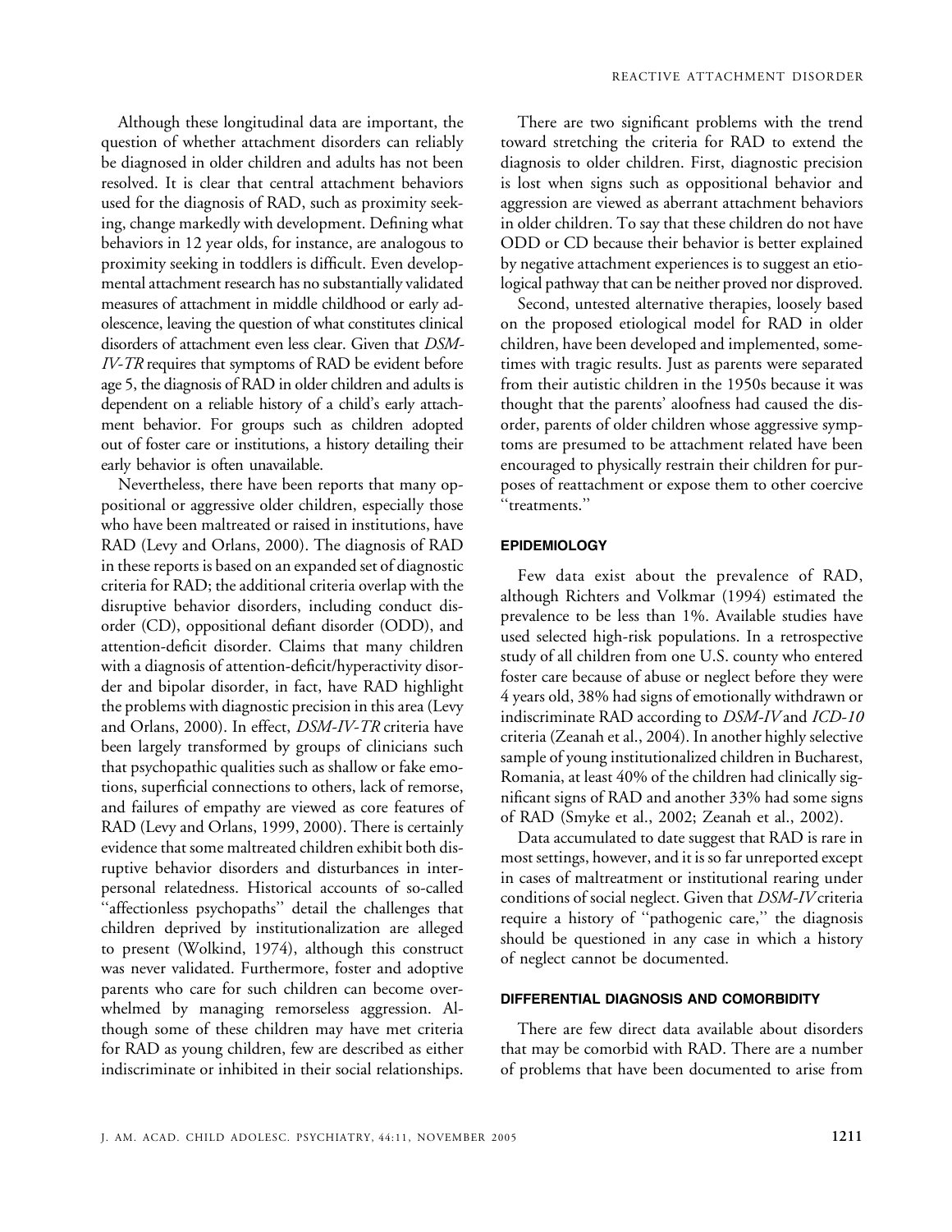Although these longitudinal data are important, the question of whether attachment disorders can reliably be diagnosed in older children and adults has not been resolved. It is clear that central attachment behaviors used for the diagnosis of RAD, such as proximity seeking, change markedly with development. Defining what behaviors in 12 year olds, for instance, are analogous to proximity seeking in toddlers is difficult. Even developmental attachment research has no substantially validated measures of attachment in middle childhood or early adolescence, leaving the question of what constitutes clinical disorders of attachment even less clear. Given that *DSM-IV-TR* requires that symptoms of RAD be evident before age 5, the diagnosis of RAD in older children and adults is dependent on a reliable history of a child's early attachment behavior. For groups such as children adopted out of foster care or institutions, a history detailing their early behavior is often unavailable.

Nevertheless, there have been reports that many oppositional or aggressive older children, especially those who have been maltreated or raised in institutions, have RAD (Levy and Orlans, 2000). The diagnosis of RAD in these reports is based on an expanded set of diagnostic criteria for RAD; the additional criteria overlap with the disruptive behavior disorders, including conduct disorder (CD), oppositional defiant disorder (ODD), and attention-deficit disorder. Claims that many children with a diagnosis of attention-deficit/hyperactivity disorder and bipolar disorder, in fact, have RAD highlight the problems with diagnostic precision in this area (Levy and Orlans, 2000). In effect, *DSM-IV-TR* criteria have been largely transformed by groups of clinicians such that psychopathic qualities such as shallow or fake emotions, superficial connections to others, lack of remorse, and failures of empathy are viewed as core features of RAD (Levy and Orlans, 1999, 2000). There is certainly evidence that some maltreated children exhibit both disruptive behavior disorders and disturbances in interpersonal relatedness. Historical accounts of so-called ''affectionless psychopaths'' detail the challenges that children deprived by institutionalization are alleged to present (Wolkind, 1974), although this construct was never validated. Furthermore, foster and adoptive parents who care for such children can become overwhelmed by managing remorseless aggression. Although some of these children may have met criteria for RAD as young children, few are described as either indiscriminate or inhibited in their social relationships.

There are two significant problems with the trend toward stretching the criteria for RAD to extend the diagnosis to older children. First, diagnostic precision is lost when signs such as oppositional behavior and aggression are viewed as aberrant attachment behaviors in older children. To say that these children do not have ODD or CD because their behavior is better explained by negative attachment experiences is to suggest an etiological pathway that can be neither proved nor disproved.

Second, untested alternative therapies, loosely based on the proposed etiological model for RAD in older children, have been developed and implemented, sometimes with tragic results. Just as parents were separated from their autistic children in the 1950s because it was thought that the parents' aloofness had caused the disorder, parents of older children whose aggressive symptoms are presumed to be attachment related have been encouraged to physically restrain their children for purposes of reattachment or expose them to other coercive ''treatments.''

## EPIDEMIOLOGY

Few data exist about the prevalence of RAD, although Richters and Volkmar (1994) estimated the prevalence to be less than 1%. Available studies have used selected high-risk populations. In a retrospective study of all children from one U.S. county who entered foster care because of abuse or neglect before they were 4 years old, 38% had signs of emotionally withdrawn or indiscriminate RAD according to *DSM-IV* and *ICD-10* criteria (Zeanah et al., 2004). In another highly selective sample of young institutionalized children in Bucharest, Romania, at least 40% of the children had clinically significant signs of RAD and another 33% had some signs of RAD (Smyke et al., 2002; Zeanah et al., 2002).

Data accumulated to date suggest that RAD is rare in most settings, however, and it is so far unreported except in cases of maltreatment or institutional rearing under conditions of social neglect. Given that *DSM-IV* criteria require a history of ''pathogenic care,'' the diagnosis should be questioned in any case in which a history of neglect cannot be documented.

## DIFFERENTIAL DIAGNOSIS AND COMORBIDITY

There are few direct data available about disorders that may be comorbid with RAD. There are a number of problems that have been documented to arise from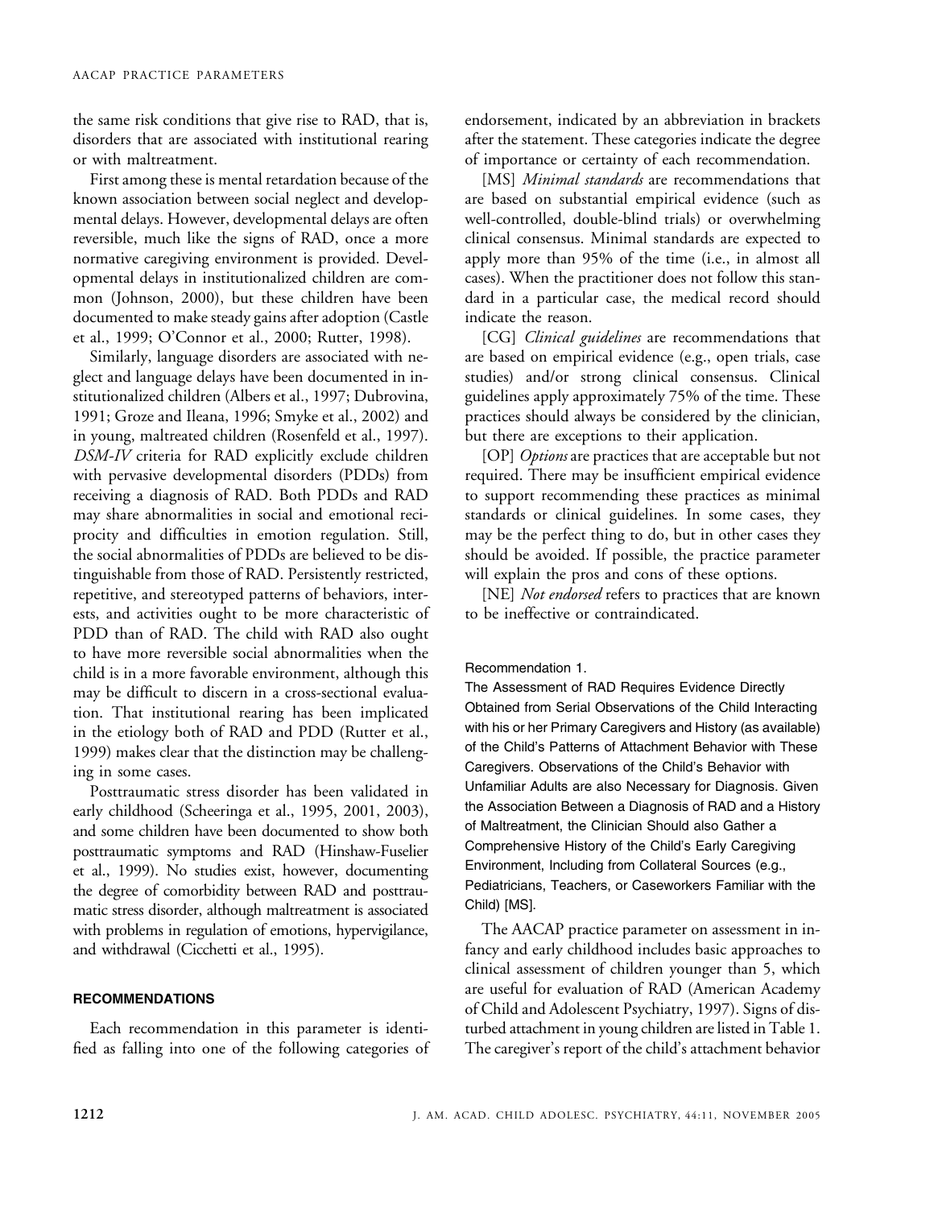the same risk conditions that give rise to RAD, that is, disorders that are associated with institutional rearing or with maltreatment.

First among these is mental retardation because of the known association between social neglect and developmental delays. However, developmental delays are often reversible, much like the signs of RAD, once a more normative caregiving environment is provided. Developmental delays in institutionalized children are common (Johnson, 2000), but these children have been documented to make steady gains after adoption (Castle et al., 1999; O'Connor et al., 2000; Rutter, 1998).

Similarly, language disorders are associated with neglect and language delays have been documented in institutionalized children (Albers et al., 1997; Dubrovina, 1991; Groze and Ileana, 1996; Smyke et al., 2002) and in young, maltreated children (Rosenfeld et al., 1997). *DSM-IV* criteria for RAD explicitly exclude children with pervasive developmental disorders (PDDs) from receiving a diagnosis of RAD. Both PDDs and RAD may share abnormalities in social and emotional reciprocity and difficulties in emotion regulation. Still, the social abnormalities of PDDs are believed to be distinguishable from those of RAD. Persistently restricted, repetitive, and stereotyped patterns of behaviors, interests, and activities ought to be more characteristic of PDD than of RAD. The child with RAD also ought to have more reversible social abnormalities when the child is in a more favorable environment, although this may be difficult to discern in a cross-sectional evaluation. That institutional rearing has been implicated in the etiology both of RAD and PDD (Rutter et al., 1999) makes clear that the distinction may be challenging in some cases.

Posttraumatic stress disorder has been validated in early childhood (Scheeringa et al., 1995, 2001, 2003), and some children have been documented to show both posttraumatic symptoms and RAD (Hinshaw-Fuselier et al., 1999). No studies exist, however, documenting the degree of comorbidity between RAD and posttraumatic stress disorder, although maltreatment is associated with problems in regulation of emotions, hypervigilance, and withdrawal (Cicchetti et al., 1995).

## RECOMMENDATIONS

Each recommendation in this parameter is identified as falling into one of the following categories of endorsement, indicated by an abbreviation in brackets after the statement. These categories indicate the degree of importance or certainty of each recommendation.

[MS] *Minimal standards* are recommendations that are based on substantial empirical evidence (such as well-controlled, double-blind trials) or overwhelming clinical consensus. Minimal standards are expected to apply more than 95% of the time (i.e., in almost all cases). When the practitioner does not follow this standard in a particular case, the medical record should indicate the reason.

[CG] *Clinical guidelines* are recommendations that are based on empirical evidence (e.g., open trials, case studies) and/or strong clinical consensus. Clinical guidelines apply approximately 75% of the time. These practices should always be considered by the clinician, but there are exceptions to their application.

[OP] *Options* are practices that are acceptable but not required. There may be insufficient empirical evidence to support recommending these practices as minimal standards or clinical guidelines. In some cases, they may be the perfect thing to do, but in other cases they should be avoided. If possible, the practice parameter will explain the pros and cons of these options.

[NE] *Not endorsed* refers to practices that are known to be ineffective or contraindicated.

### Recommendation 1.

**The Assessment of RAD Requires Evidence Directly Obtained from Serial Observations of the Child Interacting with his or her Primary Caregivers and History (as available) of the Child's Patterns of Attachment Behavior with These Caregivers. Observations of the Child's Behavior with Unfamiliar Adults are also Necessary for Diagnosis. Given the Association Between a Diagnosis of RAD and a History of Maltreatment, the Clinician Should also Gather a Comprehensive History of the Child's Early Caregiving Environment, Including from Collateral Sources (e.g., Pediatricians, Teachers, or Caseworkers Familiar with the Child) [MS].**

The AACAP practice parameter on assessment in infancy and early childhood includes basic approaches to clinical assessment of children younger than 5, which are useful for evaluation of RAD (American Academy of Child and Adolescent Psychiatry, 1997). Signs of disturbed attachment in young children are listed in Table 1. The caregiver's report of the child's attachment behavior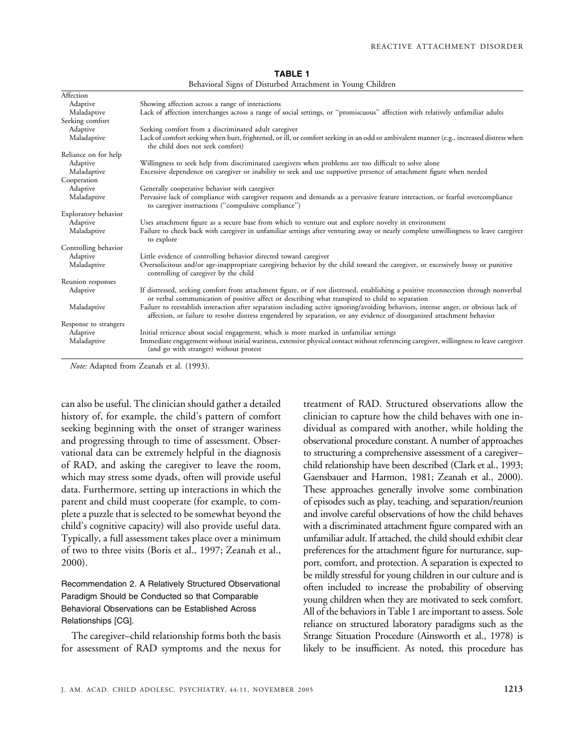**TABLE 1**
Behavioral Signs of Disturbed Attachment in Young Children

| | |
|---|---|
| Affection | |
| Adaptive | Showing affection across a range of interactions |
| Maladaptive | Lack of affection interchanges across a range of social settings, or "promiscuous" affection with relatively unfamiliar adults |
| Seeking comfort | |
| Adaptive | Seeking comfort from a discriminated adult caregiver |
| Maladaptive | Lack of comfort seeking when hurt, frightened, or ill, or comfort seeking in an odd or ambivalent manner (e.g., increased distress when the child does not seek comfort) |
| Reliance on for help | |
| Adaptive | Willingness to seek help from discriminated caregivers when problems are too difficult to solve alone |
| Maladaptive | Excessive dependence on caregiver or inability to seek and use supportive presence of attachment figure when needed |
| Cooperation | |
| Adaptive | Generally cooperative behavior with caregiver |
| Maladaptive | Pervasive lack of compliance with caregiver requests and demands as a pervasive feature interaction, or fearful overcompliance to caregiver instructions ("compulsive compliance") |
| Exploratory behavior | |
| Adaptive | Uses attachment figure as a secure base from which to venture out and explore novelty in environment |
| Maladaptive | Failure to check back with caregiver in unfamiliar settings after venturing away or nearly complete unwillingness to leave caregiver to explore |
| Controlling behavior | |
| Adaptive | Little evidence of controlling behavior directed toward caregiver |
| Maladaptive | Oversolicitous and/or age-inappropriate caregiving behavior by the child toward the caregiver, or excessively bossy or punitive controlling of caregiver by the child |
| Reunion responses | |
| Adaptive | If distressed, seeking comfort from attachment figure, or if not distressed, establishing a positive reconnection through nonverbal or verbal communication of positive affect or describing what transpired to child to separation |
| Maladaptive | Failure to reestablish interaction after separation including active ignoring/avoiding behaviors, intense anger, or obvious lack of affection, or failure to resolve distress engendered by separation, or any evidence of disorganized attachment behavior |
| Response to strangers | |
| Adaptive | Initial reticence about social engagement, which is more marked in unfamiliar settings |
| Maladaptive | Immediate engagement without initial wariness, extensive physical contact without referencing caregiver, willingness to leave caregiver (and go with stranger) without protest |

*Note:* Adapted from Zeanah et al. (1993).

can also be useful. The clinician should gather a detailed history of, for example, the child's pattern of comfort seeking beginning with the onset of stranger wariness and progressing through to time of assessment. Observational data can be extremely helpful in the diagnosis of RAD, and asking the caregiver to leave the room, which may stress some dyads, often will provide useful data. Furthermore, setting up interactions in which the parent and child must cooperate (for example, to complete a puzzle that is selected to be somewhat beyond the child's cognitive capacity) will also provide useful data. Typically, a full assessment takes place over a minimum of two to three visits (Boris et al., 1997; Zeanah et al., 2000).

### Recommendation 2. A Relatively Structured Observational Paradigm Should be Conducted so that Comparable Behavioral Observations can be Established Across Relationships [CG].

The caregiver–child relationship forms both the basis for assessment of RAD symptoms and the nexus for treatment of RAD. Structured observations allow the clinician to capture how the child behaves with one individual as compared with another, while holding the observational procedure constant. A number of approaches to structuring a comprehensive assessment of a caregiver–child relationship have been described (Clark et al., 1993; Gaensbauer and Harmon, 1981; Zeanah et al., 2000). These approaches generally involve some combination of episodes such as play, teaching, and separation/reunion and involve careful observations of how the child behaves with a discriminated attachment figure compared with an unfamiliar adult. If attached, the child should exhibit clear preferences for the attachment figure for nurturance, support, comfort, and protection. A separation is expected to be mildly stressful for young children in our culture and is often included to increase the probability of observing young children when they are motivated to seek comfort. All of the behaviors in Table 1 are important to assess. Sole reliance on structured laboratory paradigms such as the Strange Situation Procedure (Ainsworth et al., 1978) is likely to be insufficient. As noted, this procedure has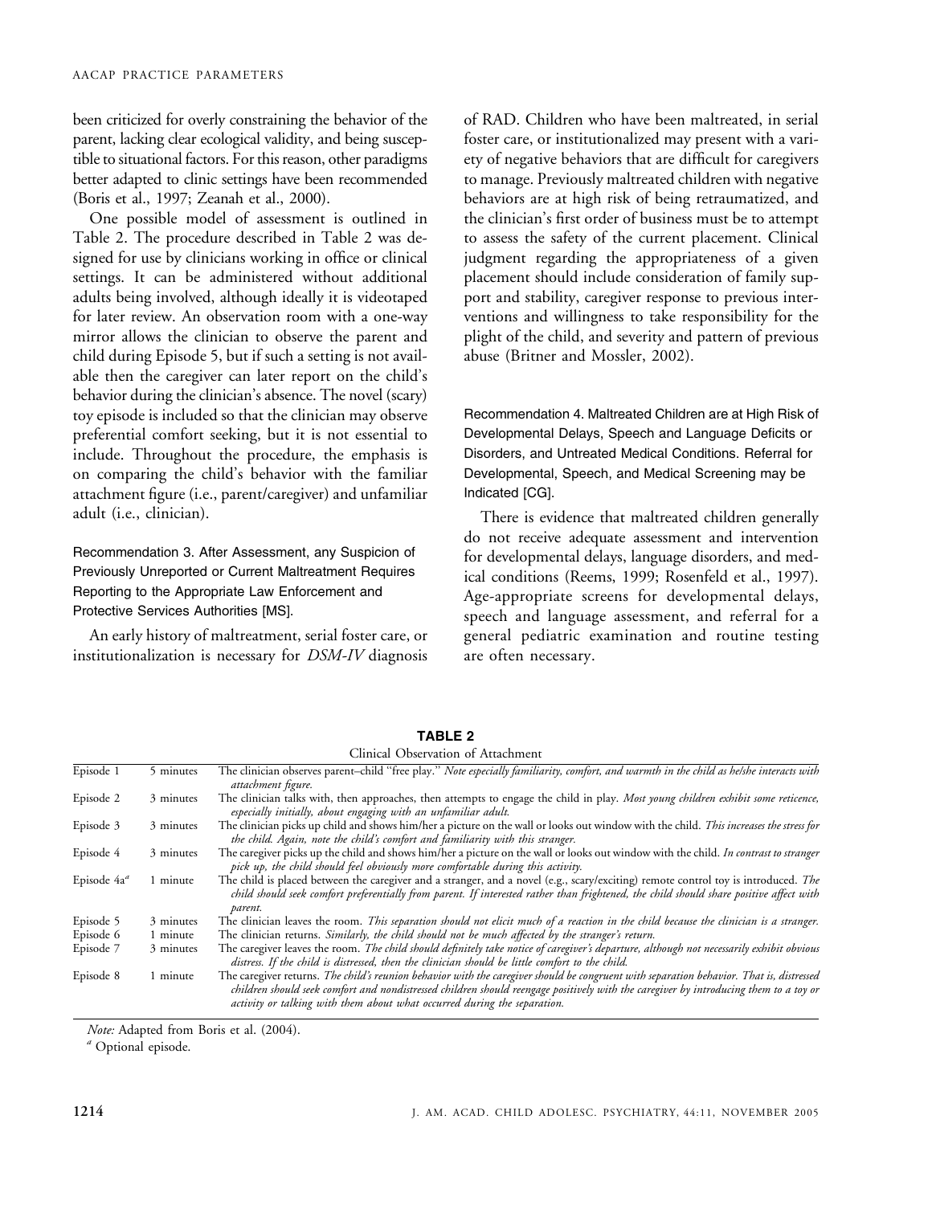been criticized for overly constraining the behavior of the parent, lacking clear ecological validity, and being susceptible to situational factors. For this reason, other paradigms better adapted to clinic settings have been recommended (Boris et al., 1997; Zeanah et al., 2000).

One possible model of assessment is outlined in Table 2. The procedure described in Table 2 was designed for use by clinicians working in office or clinical settings. It can be administered without additional adults being involved, although ideally it is videotaped for later review. An observation room with a one-way mirror allows the clinician to observe the parent and child during Episode 5, but if such a setting is not available then the caregiver can later report on the child's behavior during the clinician's absence. The novel (scary) toy episode is included so that the clinician may observe preferential comfort seeking, but it is not essential to include. Throughout the procedure, the emphasis is on comparing the child's behavior with the familiar attachment figure (i.e., parent/caregiver) and unfamiliar adult (i.e., clinician).

### Recommendation 3. After Assessment, any Suspicion of Previously Unreported or Current Maltreatment Requires Reporting to the Appropriate Law Enforcement and Protective Services Authorities [MS].

An early history of maltreatment, serial foster care, or institutionalization is necessary for *DSM-IV* diagnosis of RAD. Children who have been maltreated, in serial foster care, or institutionalized may present with a variety of negative behaviors that are difficult for caregivers to manage. Previously maltreated children with negative behaviors are at high risk of being retraumatized, and the clinician's first order of business must be to attempt to assess the safety of the current placement. Clinical judgment regarding the appropriateness of a given placement should include consideration of family support and stability, caregiver response to previous interventions and willingness to take responsibility for the plight of the child, and severity and pattern of previous abuse (Britner and Mossler, 2002).

### Recommendation 4. Maltreated Children are at High Risk of Developmental Delays, Speech and Language Deficits or Disorders, and Untreated Medical Conditions. Referral for Developmental, Speech, and Medical Screening may be Indicated [CG].

There is evidence that maltreated children generally do not receive adequate assessment and intervention for developmental delays, language disorders, and medical conditions (Reems, 1999; Rosenfeld et al., 1997). Age-appropriate screens for developmental delays, speech and language assessment, and referral for a general pediatric examination and routine testing are often necessary.

**TABLE 2**
Clinical Observation of Attachment

| | | |
|---|---|---|
| Episode 1 | 5 minutes | The clinician observes parent–child "free play." *Note especially familiarity, comfort, and warmth in the child as he/she interacts with attachment figure.* |
| Episode 2 | 3 minutes | The clinician talks with, then approaches, then attempts to engage the child in play. *Most young children exhibit some reticence, especially initially, about engaging with an unfamiliar adult.* |
| Episode 3 | 3 minutes | The clinician picks up child and shows him/her a picture on the wall or looks out window with the child. *This increases the stress for the child. Again, note the child's comfort and familiarity with this stranger.* |
| Episode 4 | 3 minutes | The caregiver picks up the child and shows him/her a picture on the wall or looks out window with the child. *In contrast to stranger pick up, the child should feel obviously more comfortable during this activity.* |
| Episode 4a[a] | 1 minute | The child is placed between the caregiver and a stranger, and a novel (e.g., scary/exciting) remote control toy is introduced. *The child should seek comfort preferentially from parent. If interested rather than frightened, the child should share positive affect with parent.* |
| Episode 5 | 3 minutes | The clinician leaves the room. *This separation should not elicit much of a reaction in the child because the clinician is a stranger.* |
| Episode 6 | 1 minute | The clinician returns. *Similarly, the child should not be much affected by the stranger's return.* |
| Episode 7 | 3 minutes | The caregiver leaves the room. *The child should definitely take notice of caregiver's departure, although not necessarily exhibit obvious distress. If the child is distressed, then the clinician should be little comfort to the child.* |
| Episode 8 | 1 minute | The caregiver returns. *The child's reunion behavior with the caregiver should be congruent with separation behavior. That is, distressed children should seek comfort and nondistressed children should reengage positively with the caregiver by introducing them to a toy or activity or talking with them about what occurred during the separation.* |

*Note:* Adapted from Boris et al. (2004).

[a] Optional episode.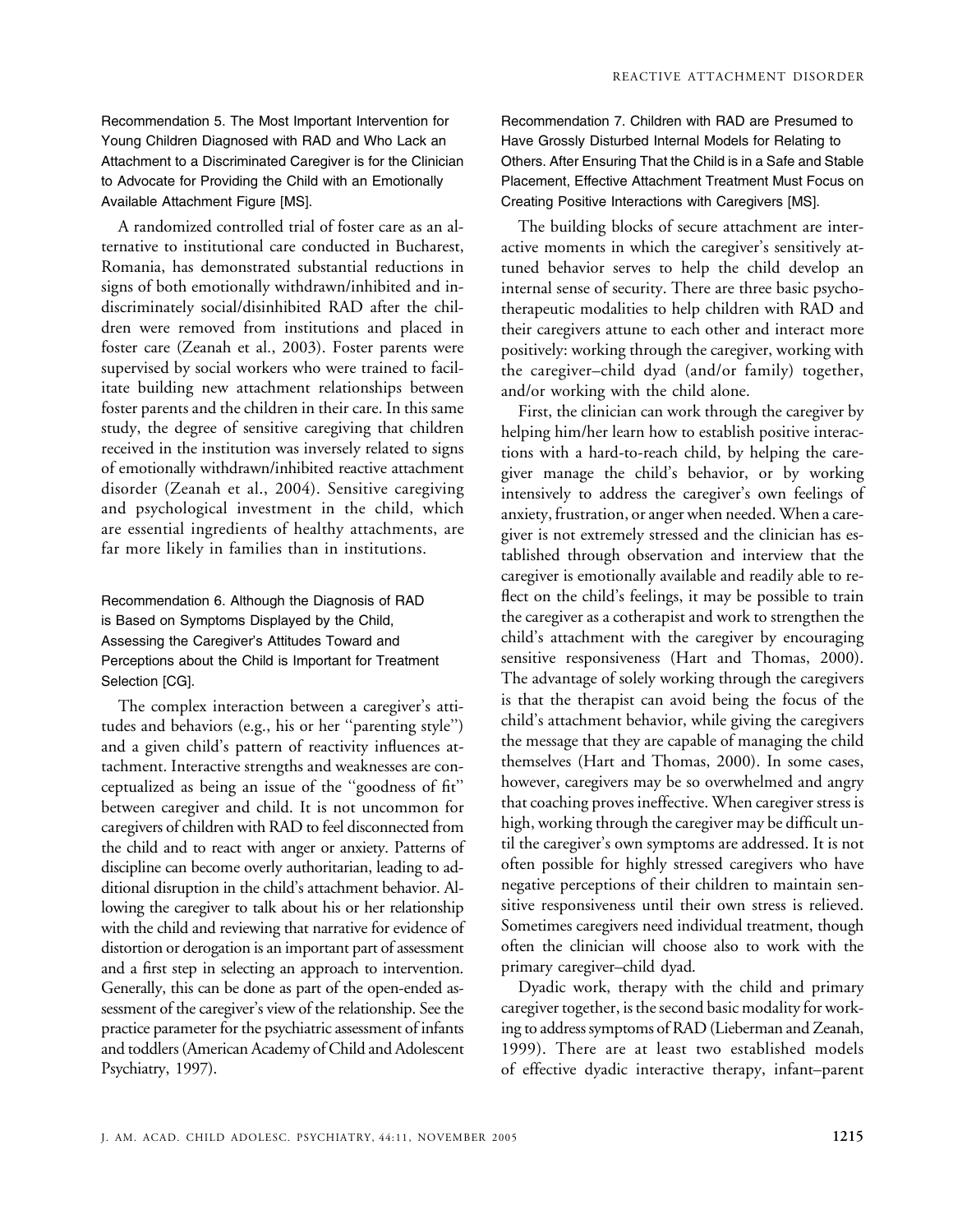### Recommendation 5. The Most Important Intervention for Young Children Diagnosed with RAD and Who Lack an Attachment to a Discriminated Caregiver is for the Clinician to Advocate for Providing the Child with an Emotionally Available Attachment Figure [MS].

A randomized controlled trial of foster care as an alternative to institutional care conducted in Bucharest, Romania, has demonstrated substantial reductions in signs of both emotionally withdrawn/inhibited and indiscriminately social/disinhibited RAD after the children were removed from institutions and placed in foster care (Zeanah et al., 2003). Foster parents were supervised by social workers who were trained to facilitate building new attachment relationships between foster parents and the children in their care. In this same study, the degree of sensitive caregiving that children received in the institution was inversely related to signs of emotionally withdrawn/inhibited reactive attachment disorder (Zeanah et al., 2004). Sensitive caregiving and psychological investment in the child, which are essential ingredients of healthy attachments, are far more likely in families than in institutions.

### Recommendation 6. Although the Diagnosis of RAD is Based on Symptoms Displayed by the Child, Assessing the Caregiver's Attitudes Toward and Perceptions about the Child is Important for Treatment Selection [CG].

The complex interaction between a caregiver's attitudes and behaviors (e.g., his or her "parenting style") and a given child's pattern of reactivity influences attachment. Interactive strengths and weaknesses are conceptualized as being an issue of the "goodness of fit" between caregiver and child. It is not uncommon for caregivers of children with RAD to feel disconnected from the child and to react with anger or anxiety. Patterns of discipline can become overly authoritarian, leading to additional disruption in the child's attachment behavior. Allowing the caregiver to talk about his or her relationship with the child and reviewing that narrative for evidence of distortion or derogation is an important part of assessment and a first step in selecting an approach to intervention. Generally, this can be done as part of the open-ended assessment of the caregiver's view of the relationship. See the practice parameter for the psychiatric assessment of infants and toddlers (American Academy of Child and Adolescent Psychiatry, 1997).

### Recommendation 7. Children with RAD are Presumed to Have Grossly Disturbed Internal Models for Relating to Others. After Ensuring That the Child is in a Safe and Stable Placement, Effective Attachment Treatment Must Focus on Creating Positive Interactions with Caregivers [MS].

The building blocks of secure attachment are interactive moments in which the caregiver's sensitively attuned behavior serves to help the child develop an internal sense of security. There are three basic psychotherapeutic modalities to help children with RAD and their caregivers attune to each other and interact more positively: working through the caregiver, working with the caregiver–child dyad (and/or family) together, and/or working with the child alone.

First, the clinician can work through the caregiver by helping him/her learn how to establish positive interactions with a hard-to-reach child, by helping the caregiver manage the child's behavior, or by working intensively to address the caregiver's own feelings of anxiety, frustration, or anger when needed. When a caregiver is not extremely stressed and the clinician has established through observation and interview that the caregiver is emotionally available and readily able to reflect on the child's feelings, it may be possible to train the caregiver as a cotherapist and work to strengthen the child's attachment with the caregiver by encouraging sensitive responsiveness (Hart and Thomas, 2000). The advantage of solely working through the caregivers is that the therapist can avoid being the focus of the child's attachment behavior, while giving the caregivers the message that they are capable of managing the child themselves (Hart and Thomas, 2000). In some cases, however, caregivers may be so overwhelmed and angry that coaching proves ineffective. When caregiver stress is high, working through the caregiver may be difficult until the caregiver's own symptoms are addressed. It is not often possible for highly stressed caregivers who have negative perceptions of their children to maintain sensitive responsiveness until their own stress is relieved. Sometimes caregivers need individual treatment, though often the clinician will choose also to work with the primary caregiver–child dyad.

Dyadic work, therapy with the child and primary caregiver together, is the second basic modality for working to address symptoms of RAD (Lieberman and Zeanah, 1999). There are at least two established models of effective dyadic interactive therapy, infant–parent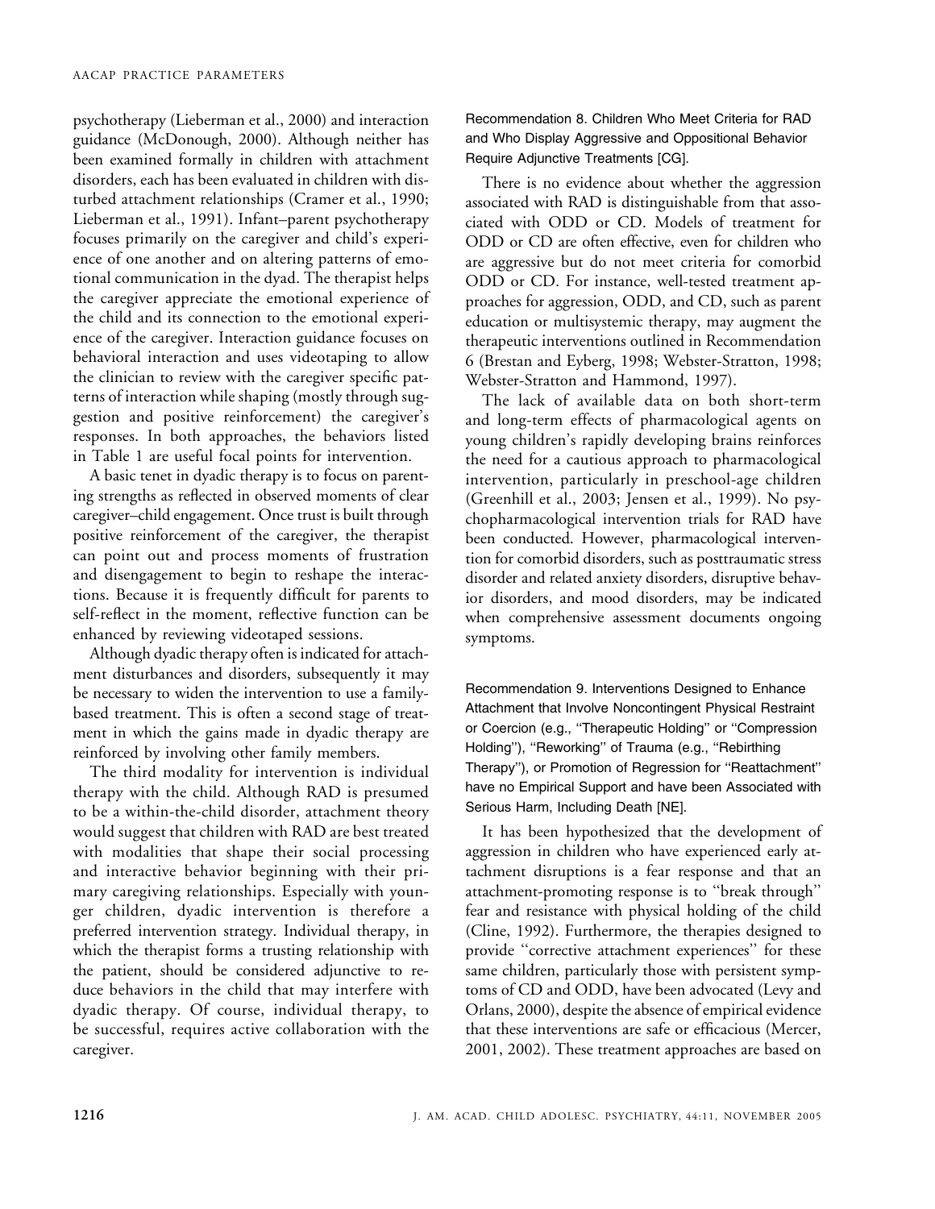psychotherapy (Lieberman et al., 2000) and interaction guidance (McDonough, 2000). Although neither has been examined formally in children with attachment disorders, each has been evaluated in children with disturbed attachment relationships (Cramer et al., 1990; Lieberman et al., 1991). Infant–parent psychotherapy focuses primarily on the caregiver and child's experience of one another and on altering patterns of emotional communication in the dyad. The therapist helps the caregiver appreciate the emotional experience of the child and its connection to the emotional experience of the caregiver. Interaction guidance focuses on behavioral interaction and uses videotaping to allow the clinician to review with the caregiver specific patterns of interaction while shaping (mostly through suggestion and positive reinforcement) the caregiver's responses. In both approaches, the behaviors listed in Table 1 are useful focal points for intervention.

A basic tenet in dyadic therapy is to focus on parenting strengths as reflected in observed moments of clear caregiver–child engagement. Once trust is built through positive reinforcement of the caregiver, the therapist can point out and process moments of frustration and disengagement to begin to reshape the interactions. Because it is frequently difficult for parents to self-reflect in the moment, reflective function can be enhanced by reviewing videotaped sessions.

Although dyadic therapy often is indicated for attachment disturbances and disorders, subsequently it may be necessary to widen the intervention to use a family-based treatment. This is often a second stage of treatment in which the gains made in dyadic therapy are reinforced by involving other family members.

The third modality for intervention is individual therapy with the child. Although RAD is presumed to be a within-the-child disorder, attachment theory would suggest that children with RAD are best treated with modalities that shape their social processing and interactive behavior beginning with their primary caregiving relationships. Especially with younger children, dyadic intervention is therefore a preferred intervention strategy. Individual therapy, in which the therapist forms a trusting relationship with the patient, should be considered adjunctive to reduce behaviors in the child that may interfere with dyadic therapy. Of course, individual therapy, to be successful, requires active collaboration with the caregiver.

### Recommendation 8. Children Who Meet Criteria for RAD and Who Display Aggressive and Oppositional Behavior Require Adjunctive Treatments [CG].

There is no evidence about whether the aggression associated with RAD is distinguishable from that associated with ODD or CD. Models of treatment for ODD or CD are often effective, even for children who are aggressive but do not meet criteria for comorbid ODD or CD. For instance, well-tested treatment approaches for aggression, ODD, and CD, such as parent education or multisystemic therapy, may augment the therapeutic interventions outlined in Recommendation 6 (Brestan and Eyberg, 1998; Webster-Stratton, 1998; Webster-Stratton and Hammond, 1997).

The lack of available data on both short-term and long-term effects of pharmacological agents on young children's rapidly developing brains reinforces the need for a cautious approach to pharmacological intervention, particularly in preschool-age children (Greenhill et al., 2003; Jensen et al., 1999). No psychopharmacological intervention trials for RAD have been conducted. However, pharmacological intervention for comorbid disorders, such as posttraumatic stress disorder and related anxiety disorders, disruptive behavior disorders, and mood disorders, may be indicated when comprehensive assessment documents ongoing symptoms.

### Recommendation 9. Interventions Designed to Enhance Attachment that Involve Noncontingent Physical Restraint or Coercion (e.g., "Therapeutic Holding" or "Compression Holding"), "Reworking" of Trauma (e.g., "Rebirthing Therapy"), or Promotion of Regression for "Reattachment" have no Empirical Support and have been Associated with Serious Harm, Including Death [NE].

It has been hypothesized that the development of aggression in children who have experienced early attachment disruptions is a fear response and that an attachment-promoting response is to "break through" fear and resistance with physical holding of the child (Cline, 1992). Furthermore, the therapies designed to provide "corrective attachment experiences" for these same children, particularly those with persistent symptoms of CD and ODD, have been advocated (Levy and Orlans, 2000), despite the absence of empirical evidence that these interventions are safe or efficacious (Mercer, 2001, 2002). These treatment approaches are based on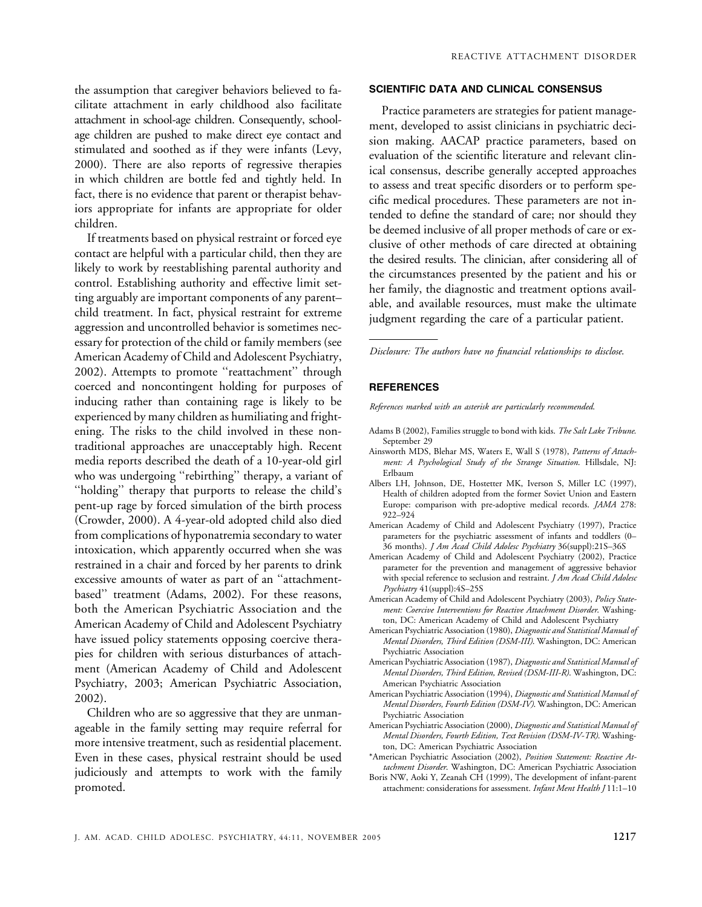the assumption that caregiver behaviors believed to facilitate attachment in early childhood also facilitate attachment in school-age children. Consequently, school-age children are pushed to make direct eye contact and stimulated and soothed as if they were infants (Levy, 2000). There are also reports of regressive therapies in which children are bottle fed and tightly held. In fact, there is no evidence that parent or therapist behaviors appropriate for infants are appropriate for older children.

If treatments based on physical restraint or forced eye contact are helpful with a particular child, then they are likely to work by reestablishing parental authority and control. Establishing authority and effective limit setting arguably are important components of any parent–child treatment. In fact, physical restraint for extreme aggression and uncontrolled behavior is sometimes necessary for protection of the child or family members (see American Academy of Child and Adolescent Psychiatry, 2002). Attempts to promote ''reattachment'' through coerced and noncontingent holding for purposes of inducing rather than containing rage is likely to be experienced by many children as humiliating and frightening. The risks to the child involved in these nontraditional approaches are unacceptably high. Recent media reports described the death of a 10-year-old girl who was undergoing ''rebirthing'' therapy, a variant of ''holding'' therapy that purports to release the child's pent-up rage by forced simulation of the birth process (Crowder, 2000). A 4-year-old adopted child also died from complications of hyponatremia secondary to water intoxication, which apparently occurred when she was restrained in a chair and forced by her parents to drink excessive amounts of water as part of an ''attachment-based'' treatment (Adams, 2002). For these reasons, both the American Psychiatric Association and the American Academy of Child and Adolescent Psychiatry have issued policy statements opposing coercive therapies for children with serious disturbances of attachment (American Academy of Child and Adolescent Psychiatry, 2003; American Psychiatric Association, 2002).

Children who are so aggressive that they are unmanageable in the family setting may require referral for more intensive treatment, such as residential placement. Even in these cases, physical restraint should be used judiciously and attempts to work with the family promoted.

## SCIENTIFIC DATA AND CLINICAL CONSENSUS

Practice parameters are strategies for patient management, developed to assist clinicians in psychiatric decision making. AACAP practice parameters, based on evaluation of the scientific literature and relevant clinical consensus, describe generally accepted approaches to assess and treat specific disorders or to perform specific medical procedures. These parameters are not intended to define the standard of care; nor should they be deemed inclusive of all proper methods of care or exclusive of other methods of care directed at obtaining the desired results. The clinician, after considering all of the circumstances presented by the patient and his or her family, the diagnostic and treatment options available, and available resources, must make the ultimate judgment regarding the care of a particular patient.

*Disclosure: The authors have no financial relationships to disclose.*

## REFERENCES

*References marked with an asterisk are particularly recommended.*

Adams B (2002), Families struggle to bond with kids. *The Salt Lake Tribune.* September 29

Ainsworth MDS, Blehar MS, Waters E, Wall S (1978), *Patterns of Attachment: A Psychological Study of the Strange Situation.* Hillsdale, NJ: Erlbaum

Albers LH, Johnson, DE, Hostetter MK, Iverson S, Miller LC (1997), Health of children adopted from the former Soviet Union and Eastern Europe: comparison with pre-adoptive medical records. *JAMA* 278: 922–924

American Academy of Child and Adolescent Psychiatry (1997), Practice parameters for the psychiatric assessment of infants and toddlers (0–36 months). *J Am Acad Child Adolesc Psychiatry* 36(suppl):21S–36S

American Academy of Child and Adolescent Psychiatry (2002), Practice parameter for the prevention and management of aggressive behavior with special reference to seclusion and restraint. *J Am Acad Child Adolesc Psychiatry* 41(suppl):4S–25S

American Academy of Child and Adolescent Psychiatry (2003), *Policy Statement: Coercive Interventions for Reactive Attachment Disorder.* Washington, DC: American Academy of Child and Adolescent Psychiatry

American Psychiatric Association (1980), *Diagnostic and Statistical Manual of Mental Disorders, Third Edition (DSM-III).* Washington, DC: American Psychiatric Association

American Psychiatric Association (1987), *Diagnostic and Statistical Manual of Mental Disorders, Third Edition, Revised (DSM-III-R).* Washington, DC: American Psychiatric Association

American Psychiatric Association (1994), *Diagnostic and Statistical Manual of Mental Disorders, Fourth Edition (DSM-IV).* Washington, DC: American Psychiatric Association

American Psychiatric Association (2000), *Diagnostic and Statistical Manual of Mental Disorders, Fourth Edition, Text Revision (DSM-IV-TR).* Washington, DC: American Psychiatric Association

*American Psychiatric Association (2002), *Position Statement: Reactive Attachment Disorder.* Washington, DC: American Psychiatric Association

Boris NW, Aoki Y, Zeanah CH (1999), The development of infant-parent attachment: considerations for assessment. *Infant Ment Health J* 11:1–10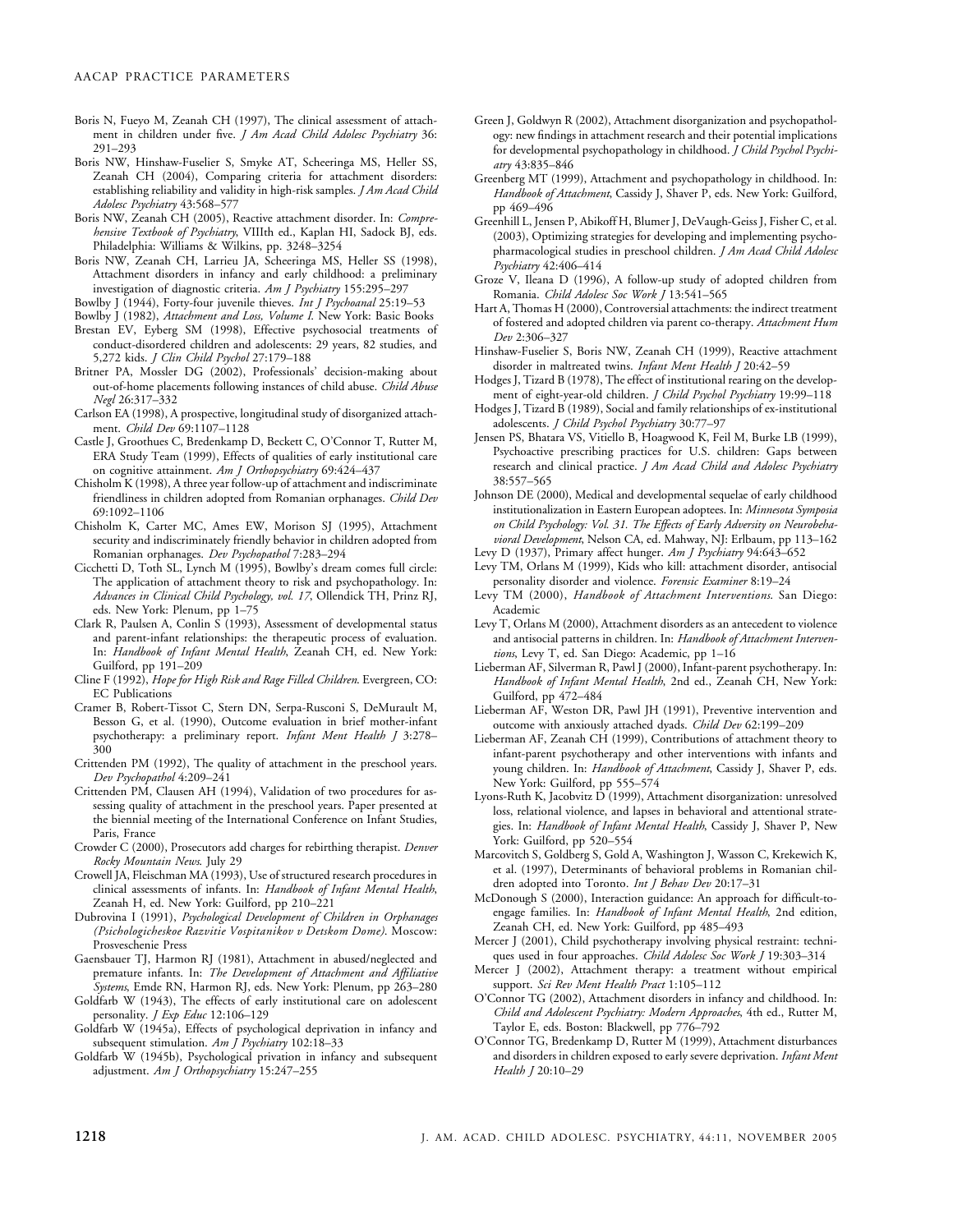Boris N, Fueyo M, Zeanah CH (1997), The clinical assessment of attachment in children under five. *J Am Acad Child Adolesc Psychiatry* 36: 291–293

Boris NW, Hinshaw-Fuselier S, Smyke AT, Scheeringa MS, Heller SS, Zeanah CH (2004), Comparing criteria for attachment disorders: establishing reliability and validity in high-risk samples. *J Am Acad Child Adolesc Psychiatry* 43:568–577

Boris NW, Zeanah CH (2005), Reactive attachment disorder. In: *Comprehensive Textbook of Psychiatry*, VIIIth ed., Kaplan HI, Sadock BJ, eds. Philadelphia: Williams & Wilkins, pp. 3248–3254

Boris NW, Zeanah CH, Larrieu JA, Scheeringa MS, Heller SS (1998), Attachment disorders in infancy and early childhood: a preliminary investigation of diagnostic criteria. *Am J Psychiatry* 155:295–297

Bowlby J (1944), Forty-four juvenile thieves. *Int J Psychoanal* 25:19–53

Bowlby J (1982), *Attachment and Loss, Volume I*. New York: Basic Books

Brestan EV, Eyberg SM (1998), Effective psychosocial treatments of conduct-disordered children and adolescents: 29 years, 82 studies, and 5,272 kids. *J Clin Child Psychol* 27:179–188

Britner PA, Mossler DG (2002), Professionals' decision-making about out-of-home placements following instances of child abuse. *Child Abuse Negl* 26:317–332

Carlson EA (1998), A prospective, longitudinal study of disorganized attachment. *Child Dev* 69:1107–1128

Castle J, Groothues C, Bredenkamp D, Beckett C, O'Connor T, Rutter M, ERA Study Team (1999), Effects of qualities of early institutional care on cognitive attainment. *Am J Orthopsychiatry* 69:424–437

Chisholm K (1998), A three year follow-up of attachment and indiscriminate friendliness in children adopted from Romanian orphanages. *Child Dev* 69:1092–1106

Chisholm K, Carter MC, Ames EW, Morison SJ (1995), Attachment security and indiscriminately friendly behavior in children adopted from Romanian orphanages. *Dev Psychopathol* 7:283–294

Cicchetti D, Toth SL, Lynch M (1995), Bowlby's dream comes full circle: The application of attachment theory to risk and psychopathology. In: *Advances in Clinical Child Psychology, vol. 17*, Ollendick TH, Prinz RJ, eds. New York: Plenum, pp 1–75

Clark R, Paulsen A, Conlin S (1993), Assessment of developmental status and parent-infant relationships: the therapeutic process of evaluation. In: *Handbook of Infant Mental Health*, Zeanah CH, ed. New York: Guilford, pp 191–209

Cline F (1992), *Hope for High Risk and Rage Filled Children*. Evergreen, CO: EC Publications

Cramer B, Robert-Tissot C, Stern DN, Serpa-Rusconi S, DeMuralt M, Besson G, et al. (1990), Outcome evaluation in brief mother-infant psychotherapy: a preliminary report. *Infant Ment Health J* 3:278–300

Crittenden PM (1992), The quality of attachment in the preschool years. *Dev Psychopathol* 4:209–241

Crittenden PM, Clausen AH (1994), Validation of two procedures for assessing quality of attachment in the preschool years. Paper presented at the biennial meeting of the International Conference on Infant Studies, Paris, France

Crowder C (2000), Prosecutors add charges for rebirthing therapist. *Denver Rocky Mountain News*. July 29

Crowell JA, Fleischman MA (1993), Use of structured research procedures in clinical assessments of infants. In: *Handbook of Infant Mental Health*, Zeanah H, ed. New York: Guilford, pp 210–221

Dubrovina I (1991), *Psychological Development of Children in Orphanages (Psichologicheskoe Razvitie Vospitanikov v Detskom Dome)*. Moscow: Prosveschenie Press

Gaensbauer TJ, Harmon RJ (1981), Attachment in abused/neglected and premature infants. In: *The Development of Attachment and Affiliative Systems*, Emde RN, Harmon RJ, eds. New York: Plenum, pp 263–280

Goldfarb W (1943), The effects of early institutional care on adolescent personality. *J Exp Educ* 12:106–129

Goldfarb W (1945a), Effects of psychological deprivation in infancy and subsequent stimulation. *Am J Psychiatry* 102:18–33

Goldfarb W (1945b), Psychological privation in infancy and subsequent adjustment. *Am J Orthopsychiatry* 15:247–255

Green J, Goldwyn R (2002), Attachment disorganization and psychopathology: new findings in attachment research and their potential implications for developmental psychopathology in childhood. *J Child Psychol Psychiatry* 43:835–846

Greenberg MT (1999), Attachment and psychopathology in childhood. In: *Handbook of Attachment*, Cassidy J, Shaver P, eds. New York: Guilford, pp 469–496

Greenhill L, Jensen P, Abikoff H, Blumer J, DeVaugh-Geiss J, Fisher C, et al. (2003), Optimizing strategies for developing and implementing psychopharmacological studies in preschool children. *J Am Acad Child Adolesc Psychiatry* 42:406–414

Groze V, Ileana D (1996), A follow-up study of adopted children from Romania. *Child Adolesc Soc Work J* 13:541–565

Hart A, Thomas H (2000), Controversial attachments: the indirect treatment of fostered and adopted children via parent co-therapy. *Attachment Hum Dev* 2:306–327

Hinshaw-Fuselier S, Boris NW, Zeanah CH (1999), Reactive attachment disorder in maltreated twins. *Infant Ment Health J* 20:42–59

Hodges J, Tizard B (1978), The effect of institutional rearing on the development of eight-year-old children. *J Child Psychol Psychiatry* 19:99–118

Hodges J, Tizard B (1989), Social and family relationships of ex-institutional adolescents. *J Child Psychol Psychiatry* 30:77–97

Jensen PS, Bhatara VS, Vitiello B, Hoagwood K, Feil M, Burke LB (1999), Psychoactive prescribing practices for U.S. children: Gaps between research and clinical practice. *J Am Acad Child and Adolesc Psychiatry* 38:557–565

Johnson DE (2000), Medical and developmental sequelae of early childhood institutionalization in Eastern European adoptees. In: *Minnesota Symposia on Child Psychology: Vol. 31. The Effects of Early Adversity on Neurobehavioral Development*, Nelson CA, ed. Mahway, NJ: Erlbaum, pp 113–162

Levy D (1937), Primary affect hunger. *Am J Psychiatry* 94:643–652

Levy TM, Orlans M (1999), Kids who kill: attachment disorder, antisocial personality disorder and violence. *Forensic Examiner* 8:19–24

Levy TM (2000), *Handbook of Attachment Interventions*. San Diego: Academic

Levy T, Orlans M (2000), Attachment disorders as an antecedent to violence and antisocial patterns in children. In: *Handbook of Attachment Interventions*, Levy T, ed. San Diego: Academic, pp 1–16

Lieberman AF, Silverman R, Pawl J (2000), Infant-parent psychotherapy. In: *Handbook of Infant Mental Health*, 2nd ed., Zeanah CH, New York: Guilford, pp 472–484

Lieberman AF, Weston DR, Pawl JH (1991), Preventive intervention and outcome with anxiously attached dyads. *Child Dev* 62:199–209

Lieberman AF, Zeanah CH (1999), Contributions of attachment theory to infant-parent psychotherapy and other interventions with infants and young children. In: *Handbook of Attachment*, Cassidy J, Shaver P, eds. New York: Guilford, pp 555–574

Lyons-Ruth K, Jacobvitz D (1999), Attachment disorganization: unresolved loss, relational violence, and lapses in behavioral and attentional strategies. In: *Handbook of Infant Mental Health*, Cassidy J, Shaver P, New York: Guilford, pp 520–554

Marcovitch S, Goldberg S, Gold A, Washington J, Wasson C, Krekewich K, et al. (1997), Determinants of behavioral problems in Romanian children adopted into Toronto. *Int J Behav Dev* 20:17–31

McDonough S (2000), Interaction guidance: An approach for difficult-to-engage families. In: *Handbook of Infant Mental Health*, 2nd edition, Zeanah CH, ed. New York: Guilford, pp 485–493

Mercer J (2001), Child psychotherapy involving physical restraint: techniques used in four approaches. *Child Adolesc Soc Work J* 19:303–314

Mercer J (2002), Attachment therapy: a treatment without empirical support. *Sci Rev Ment Health Pract* 1:105–112

O'Connor TG (2002), Attachment disorders in infancy and childhood. In: *Child and Adolescent Psychiatry: Modern Approaches*, 4th ed., Rutter M, Taylor E, eds. Boston: Blackwell, pp 776–792

O'Connor TG, Bredenkamp D, Rutter M (1999), Attachment disturbances and disorders in children exposed to early severe deprivation. *Infant Ment Health J* 20:10–29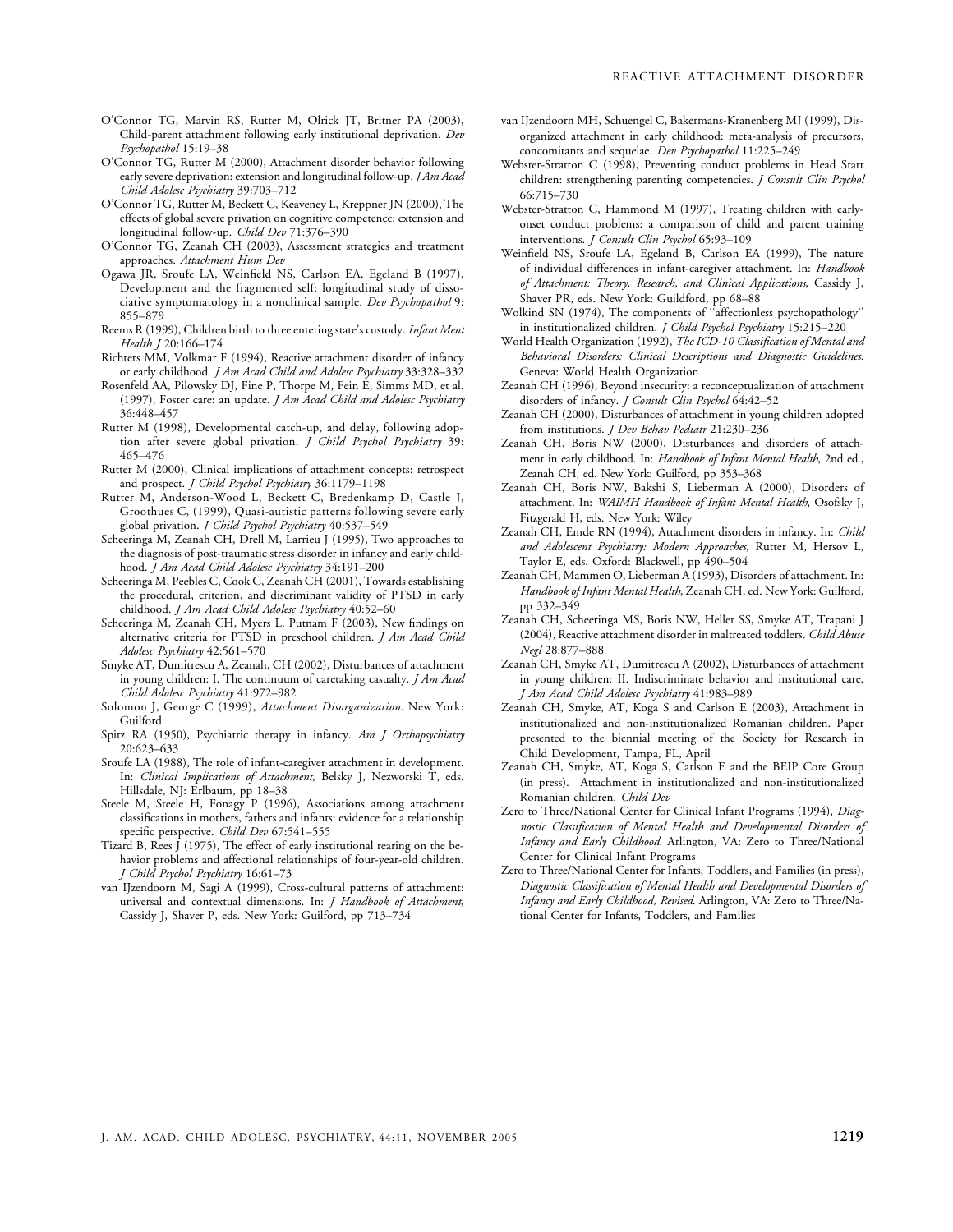O'Connor TG, Marvin RS, Rutter M, Olrick JT, Britner PA (2003), Child-parent attachment following early institutional deprivation. *Dev Psychopathol* 15:19–38

O'Connor TG, Rutter M (2000), Attachment disorder behavior following early severe deprivation: extension and longitudinal follow-up. *J Am Acad Child Adolesc Psychiatry* 39:703–712

O'Connor TG, Rutter M, Beckett C, Keaveney L, Kreppner JN (2000), The effects of global severe privation on cognitive competence: extension and longitudinal follow-up. *Child Dev* 71:376–390

O'Connor TG, Zeanah CH (2003), Assessment strategies and treatment approaches. *Attachment Hum Dev*

Ogawa JR, Sroufe LA, Weinfield NS, Carlson EA, Egeland B (1997), Development and the fragmented self: longitudinal study of dissociative symptomatology in a nonclinical sample. *Dev Psychopathol* 9: 855–879

Reems R (1999), Children birth to three entering state's custody. *Infant Ment Health J* 20:166–174

Richters MM, Volkmar F (1994), Reactive attachment disorder of infancy or early childhood. *J Am Acad Child and Adolesc Psychiatry* 33:328–332

Rosenfeld AA, Pilowsky DJ, Fine P, Thorpe M, Fein E, Simms MD, et al. (1997), Foster care: an update. *J Am Acad Child and Adolesc Psychiatry* 36:448–457

Rutter M (1998), Developmental catch-up, and delay, following adoption after severe global privation. *J Child Psychol Psychiatry* 39: 465–476

Rutter M (2000), Clinical implications of attachment concepts: retrospect and prospect. *J Child Psychol Psychiatry* 36:1179–1198

Rutter M, Anderson-Wood L, Beckett C, Bredenkamp D, Castle J, Groothues C, (1999), Quasi-autistic patterns following severe early global privation. *J Child Psychol Psychiatry* 40:537–549

Scheeringa M, Zeanah CH, Drell M, Larrieu J (1995), Two approaches to the diagnosis of post-traumatic stress disorder in infancy and early childhood. *J Am Acad Child Adolesc Psychiatry* 34:191–200

Scheeringa M, Peebles C, Cook C, Zeanah CH (2001), Towards establishing the procedural, criterion, and discriminant validity of PTSD in early childhood. *J Am Acad Child Adolesc Psychiatry* 40:52–60

Scheeringa M, Zeanah CH, Myers L, Putnam F (2003), New findings on alternative criteria for PTSD in preschool children. *J Am Acad Child Adolesc Psychiatry* 42:561–570

Smyke AT, Dumitrescu A, Zeanah, CH (2002), Disturbances of attachment in young children: I. The continuum of caretaking casualty. *J Am Acad Child Adolesc Psychiatry* 41:972–982

Solomon J, George C (1999), *Attachment Disorganization*. New York: Guilford

Spitz RA (1950), Psychiatric therapy in infancy. *Am J Orthopsychiatry* 20:623–633

Sroufe LA (1988), The role of infant-caregiver attachment in development. In: *Clinical Implications of Attachment*, Belsky J, Nezworski T, eds. Hillsdale, NJ: Erlbaum, pp 18–38

Steele M, Steele H, Fonagy P (1996), Associations among attachment classifications in mothers, fathers and infants: evidence for a relationship specific perspective. *Child Dev* 67:541–555

Tizard B, Rees J (1975), The effect of early institutional rearing on the behavior problems and affectional relationships of four-year-old children. *J Child Psychol Psychiatry* 16:61–73

van IJzendoorn M, Sagi A (1999), Cross-cultural patterns of attachment: universal and contextual dimensions. In: *J Handbook of Attachment*, Cassidy J, Shaver P, eds. New York: Guilford, pp 713–734

van IJzendoorn MH, Schuengel C, Bakermans-Kranenberg MJ (1999), Disorganized attachment in early childhood: meta-analysis of precursors, concomitants and sequelae. *Dev Psychopathol* 11:225–249

Webster-Stratton C (1998), Preventing conduct problems in Head Start children: strengthening parenting competencies. *J Consult Clin Psychol* 66:715–730

Webster-Stratton C, Hammond M (1997), Treating children with early-onset conduct problems: a comparison of child and parent training interventions. *J Consult Clin Psychol* 65:93–109

Weinfield NS, Sroufe LA, Egeland B, Carlson EA (1999), The nature of individual differences in infant-caregiver attachment. In: *Handbook of Attachment: Theory, Research, and Clinical Applications*, Cassidy J, Shaver PR, eds. New York: Guildford, pp 68–88

Wolkind SN (1974), The components of "affectionless psychopathology" in institutionalized children. *J Child Psychol Psychiatry* 15:215–220

World Health Organization (1992), *The ICD-10 Classification of Mental and Behavioral Disorders: Clinical Descriptions and Diagnostic Guidelines*. Geneva: World Health Organization

Zeanah CH (1996), Beyond insecurity: a reconceptualization of attachment disorders of infancy. *J Consult Clin Psychol* 64:42–52

Zeanah CH (2000), Disturbances of attachment in young children adopted from institutions. *J Dev Behav Pediatr* 21:230–236

Zeanah CH, Boris NW (2000), Disturbances and disorders of attachment in early childhood. In: *Handbook of Infant Mental Health*, 2nd ed., Zeanah CH, ed. New York: Guilford, pp 353–368

Zeanah CH, Boris NW, Bakshi S, Lieberman A (2000), Disorders of attachment. In: *WAIMH Handbook of Infant Mental Health*, Osofsky J, Fitzgerald H, eds. New York: Wiley

Zeanah CH, Emde RN (1994), Attachment disorders in infancy. In: *Child and Adolescent Psychiatry: Modern Approaches*, Rutter M, Hersov L, Taylor E, eds. Oxford: Blackwell, pp 490–504

Zeanah CH, Mammen O, Lieberman A (1993), Disorders of attachment. In: *Handbook of Infant Mental Health*, Zeanah CH, ed. New York: Guilford, pp 332–349

Zeanah CH, Scheeringa MS, Boris NW, Heller SS, Smyke AT, Trapani J (2004), Reactive attachment disorder in maltreated toddlers. *Child Abuse Negl* 28:877–888

Zeanah CH, Smyke AT, Dumitrescu A (2002), Disturbances of attachment in young children: II. Indiscriminate behavior and institutional care. *J Am Acad Child Adolesc Psychiatry* 41:983–989

Zeanah CH, Smyke, AT, Koga S and Carlson E (2003), Attachment in institutionalized and non-institutionalized Romanian children. Paper presented to the biennial meeting of the Society for Research in Child Development, Tampa, FL, April

Zeanah CH, Smyke, AT, Koga S, Carlson E and the BEIP Core Group (in press). Attachment in institutionalized and non-institutionalized Romanian children. *Child Dev*

Zero to Three/National Center for Clinical Infant Programs (1994), *Diagnostic Classification of Mental Health and Developmental Disorders of Infancy and Early Childhood*. Arlington, VA: Zero to Three/National Center for Clinical Infant Programs

Zero to Three/National Center for Infants, Toddlers, and Families (in press), *Diagnostic Classification of Mental Health and Developmental Disorders of Infancy and Early Childhood, Revised*. Arlington, VA: Zero to Three/National Center for Infants, Toddlers, and Families